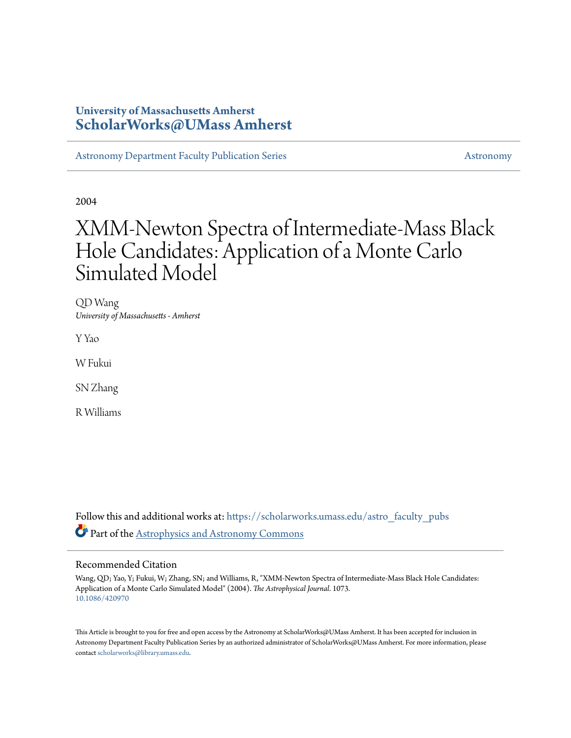University of Massachusetts Amherst
**ScholarWorks@UMass Amherst**

Astronomy Department Faculty Publication Series | Astronomy

2004

# XMM-Newton Spectra of Intermediate-Mass Black Hole Candidates: Application of a Monte Carlo Simulated Model

QD Wang
*University of Massachusetts - Amherst*

Y Yao

W Fukui

SN Zhang

R Williams

Follow this and additional works at: https://scholarworks.umass.edu/astro_faculty_pubs

Part of the Astrophysics and Astronomy Commons

## Recommended Citation

Wang, QD; Yao, Y; Fukui, W; Zhang, SN; and Williams, R, "XMM-Newton Spectra of Intermediate-Mass Black Hole Candidates: Application of a Monte Carlo Simulated Model" (2004). *The Astrophysical Journal*. 1073.
10.1086/420970

This Article is brought to you for free and open access by the Astronomy at ScholarWorks@UMass Amherst. It has been accepted for inclusion in Astronomy Department Faculty Publication Series by an authorized administrator of ScholarWorks@UMass Amherst. For more information, please contact scholarworks@library.umass.edu.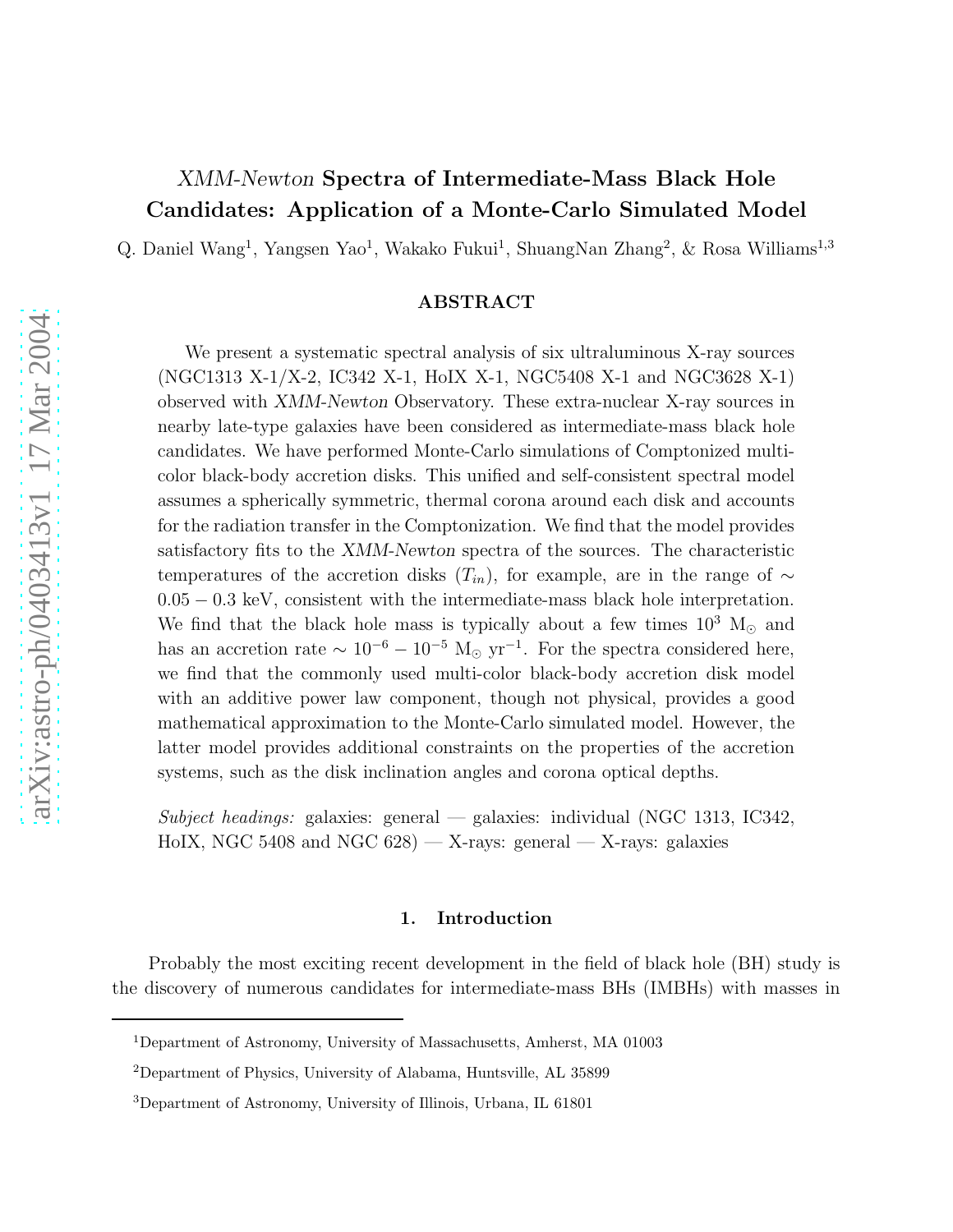# *XMM-Newton* Spectra of Intermediate-Mass Black Hole Candidates: Application of a Monte-Carlo Simulated Model

Q. Daniel Wang[1], Yangsen Yao[1], Wakako Fukui[1], ShuangNan Zhang[2], & Rosa Williams[1,3]

## ABSTRACT

We present a systematic spectral analysis of six ultraluminous X-ray sources (NGC1313 X-1/X-2, IC342 X-1, HoIX X-1, NGC5408 X-1 and NGC3628 X-1) observed with *XMM-Newton* Observatory. These extra-nuclear X-ray sources in nearby late-type galaxies have been considered as intermediate-mass black hole candidates. We have performed Monte-Carlo simulations of Comptonized multi-color black-body accretion disks. This unified and self-consistent spectral model assumes a spherically symmetric, thermal corona around each disk and accounts for the radiation transfer in the Comptonization. We find that the model provides satisfactory fits to the *XMM-Newton* spectra of the sources. The characteristic temperatures of the accretion disks ($T_{in}$), for example, are in the range of $\sim 0.05 - 0.3$ keV, consistent with the intermediate-mass black hole interpretation. We find that the black hole mass is typically about a few times $10^3$ M$_\odot$ and has an accretion rate $\sim 10^{-6} - 10^{-5}$ M$_\odot$ yr$^{-1}$. For the spectra considered here, we find that the commonly used multi-color black-body accretion disk model with an additive power law component, though not physical, provides a good mathematical approximation to the Monte-Carlo simulated model. However, the latter model provides additional constraints on the properties of the accretion systems, such as the disk inclination angles and corona optical depths.

*Subject headings:* galaxies: general — galaxies: individual (NGC 1313, IC342, HoIX, NGC 5408 and NGC 628) — X-rays: general — X-rays: galaxies

## 1. Introduction

Probably the most exciting recent development in the field of black hole (BH) study is the discovery of numerous candidates for intermediate-mass BHs (IMBHs) with masses in

[1]Department of Astronomy, University of Massachusetts, Amherst, MA 01003

[2]Department of Physics, University of Alabama, Huntsville, AL 35899

[3]Department of Astronomy, University of Illinois, Urbana, IL 61801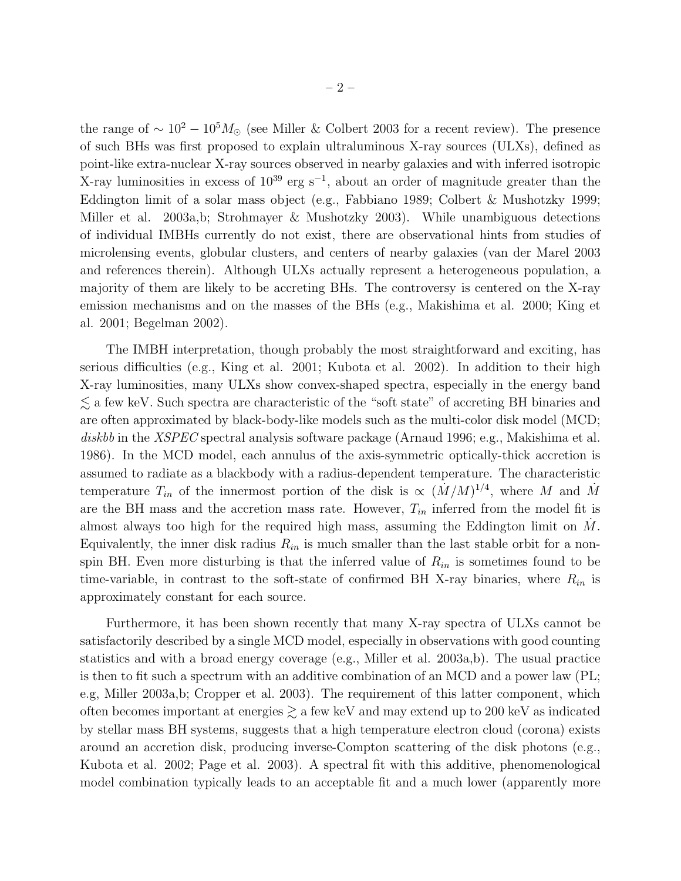the range of $\sim 10^2 - 10^5 M_\odot$ (see Miller & Colbert 2003 for a recent review). The presence of such BHs was first proposed to explain ultraluminous X-ray sources (ULXs), defined as point-like extra-nuclear X-ray sources observed in nearby galaxies and with inferred isotropic X-ray luminosities in excess of $10^{39}$ erg s$^{-1}$, about an order of magnitude greater than the Eddington limit of a solar mass object (e.g., Fabbiano 1989; Colbert & Mushotzky 1999; Miller et al. 2003a,b; Strohmayer & Mushotzky 2003). While unambiguous detections of individual IMBHs currently do not exist, there are observational hints from studies of microlensing events, globular clusters, and centers of nearby galaxies (van der Marel 2003 and references therein). Although ULXs actually represent a heterogeneous population, a majority of them are likely to be accreting BHs. The controversy is centered on the X-ray emission mechanisms and on the masses of the BHs (e.g., Makishima et al. 2000; King et al. 2001; Begelman 2002).

The IMBH interpretation, though probably the most straightforward and exciting, has serious difficulties (e.g., King et al. 2001; Kubota et al. 2002). In addition to their high X-ray luminosities, many ULXs show convex-shaped spectra, especially in the energy band $\lesssim$ a few keV. Such spectra are characteristic of the "soft state" of accreting BH binaries and are often approximated by black-body-like models such as the multi-color disk model (MCD; *diskbb* in the *XSPEC* spectral analysis software package (Arnaud 1996; e.g., Makishima et al. 1986). In the MCD model, each annulus of the axis-symmetric optically-thick accretion is assumed to radiate as a blackbody with a radius-dependent temperature. The characteristic temperature $T_{in}$ of the innermost portion of the disk is $\propto (\dot{M}/M)^{1/4}$, where $M$ and $\dot{M}$ are the BH mass and the accretion mass rate. However, $T_{in}$ inferred from the model fit is almost always too high for the required high mass, assuming the Eddington limit on $\dot{M}$. Equivalently, the inner disk radius $R_{in}$ is much smaller than the last stable orbit for a non-spin BH. Even more disturbing is that the inferred value of $R_{in}$ is sometimes found to be time-variable, in contrast to the soft-state of confirmed BH X-ray binaries, where $R_{in}$ is approximately constant for each source.

Furthermore, it has been shown recently that many X-ray spectra of ULXs cannot be satisfactorily described by a single MCD model, especially in observations with good counting statistics and with a broad energy coverage (e.g., Miller et al. 2003a,b). The usual practice is then to fit such a spectrum with an additive combination of an MCD and a power law (PL; e.g, Miller 2003a,b; Cropper et al. 2003). The requirement of this latter component, which often becomes important at energies $\gtrsim$ a few keV and may extend up to 200 keV as indicated by stellar mass BH systems, suggests that a high temperature electron cloud (corona) exists around an accretion disk, producing inverse-Compton scattering of the disk photons (e.g., Kubota et al. 2002; Page et al. 2003). A spectral fit with this additive, phenomenological model combination typically leads to an acceptable fit and a much lower (apparently more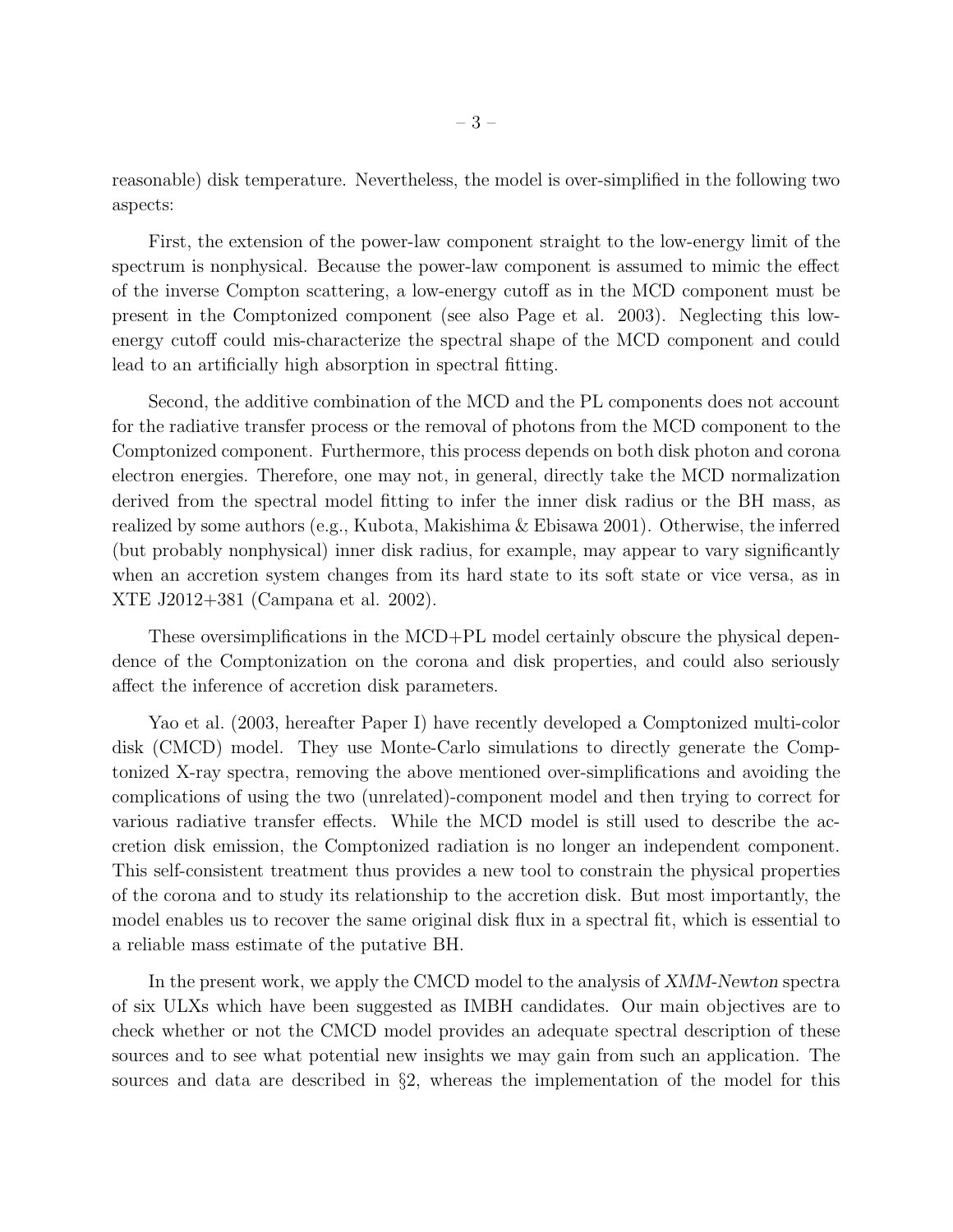reasonable) disk temperature. Nevertheless, the model is over-simplified in the following two aspects:

First, the extension of the power-law component straight to the low-energy limit of the spectrum is nonphysical. Because the power-law component is assumed to mimic the effect of the inverse Compton scattering, a low-energy cutoff as in the MCD component must be present in the Comptonized component (see also Page et al. 2003). Neglecting this low-energy cutoff could mis-characterize the spectral shape of the MCD component and could lead to an artificially high absorption in spectral fitting.

Second, the additive combination of the MCD and the PL components does not account for the radiative transfer process or the removal of photons from the MCD component to the Comptonized component. Furthermore, this process depends on both disk photon and corona electron energies. Therefore, one may not, in general, directly take the MCD normalization derived from the spectral model fitting to infer the inner disk radius or the BH mass, as realized by some authors (e.g., Kubota, Makishima & Ebisawa 2001). Otherwise, the inferred (but probably nonphysical) inner disk radius, for example, may appear to vary significantly when an accretion system changes from its hard state to its soft state or vice versa, as in XTE J2012+381 (Campana et al. 2002).

These oversimplifications in the MCD+PL model certainly obscure the physical dependence of the Comptonization on the corona and disk properties, and could also seriously affect the inference of accretion disk parameters.

Yao et al. (2003, hereafter Paper I) have recently developed a Comptonized multi-color disk (CMCD) model. They use Monte-Carlo simulations to directly generate the Comptonized X-ray spectra, removing the above mentioned over-simplifications and avoiding the complications of using the two (unrelated)-component model and then trying to correct for various radiative transfer effects. While the MCD model is still used to describe the accretion disk emission, the Comptonized radiation is no longer an independent component. This self-consistent treatment thus provides a new tool to constrain the physical properties of the corona and to study its relationship to the accretion disk. But most importantly, the model enables us to recover the same original disk flux in a spectral fit, which is essential to a reliable mass estimate of the putative BH.

In the present work, we apply the CMCD model to the analysis of *XMM-Newton* spectra of six ULXs which have been suggested as IMBH candidates. Our main objectives are to check whether or not the CMCD model provides an adequate spectral description of these sources and to see what potential new insights we may gain from such an application. The sources and data are described in §2, whereas the implementation of the model for this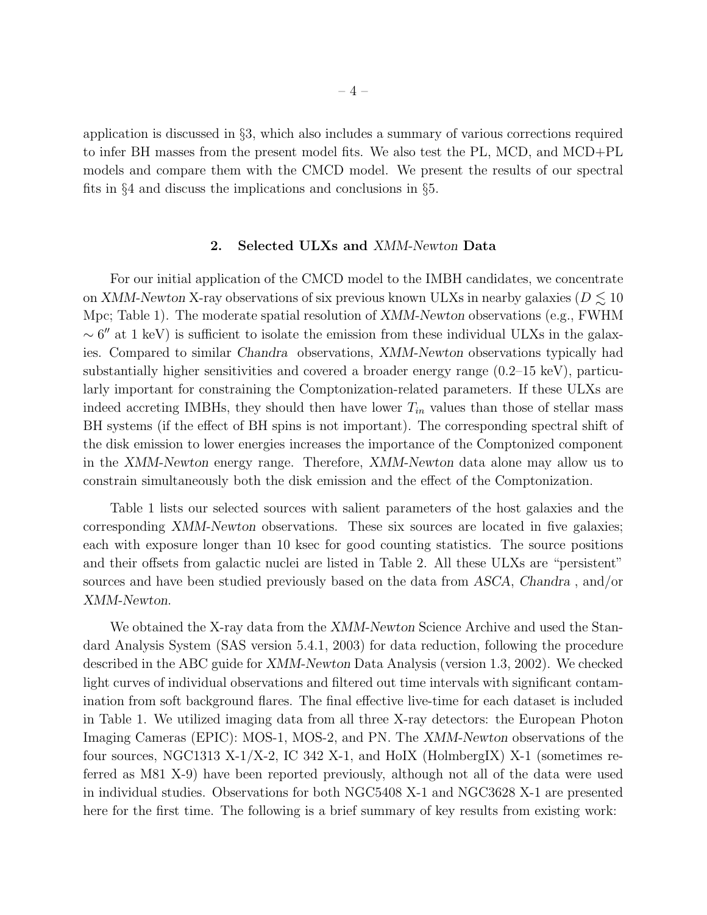application is discussed in §3, which also includes a summary of various corrections required to infer BH masses from the present model fits. We also test the PL, MCD, and MCD+PL models and compare them with the CMCD model. We present the results of our spectral fits in §4 and discuss the implications and conclusions in §5.

## 2. Selected ULXs and *XMM-Newton* Data

For our initial application of the CMCD model to the IMBH candidates, we concentrate on *XMM-Newton* X-ray observations of six previous known ULXs in nearby galaxies ($D \lesssim 10$ Mpc; Table 1). The moderate spatial resolution of *XMM-Newton* observations (e.g., FWHM $\sim 6''$ at 1 keV) is sufficient to isolate the emission from these individual ULXs in the galaxies. Compared to similar *Chandra* observations, *XMM-Newton* observations typically had substantially higher sensitivities and covered a broader energy range (0.2–15 keV), particularly important for constraining the Comptonization-related parameters. If these ULXs are indeed accreting IMBHs, they should then have lower $T_{in}$ values than those of stellar mass BH systems (if the effect of BH spins is not important). The corresponding spectral shift of the disk emission to lower energies increases the importance of the Comptonized component in the *XMM-Newton* energy range. Therefore, *XMM-Newton* data alone may allow us to constrain simultaneously both the disk emission and the effect of the Comptonization.

Table 1 lists our selected sources with salient parameters of the host galaxies and the corresponding *XMM-Newton* observations. These six sources are located in five galaxies; each with exposure longer than 10 ksec for good counting statistics. The source positions and their offsets from galactic nuclei are listed in Table 2. All these ULXs are "persistent" sources and have been studied previously based on the data from *ASCA*, *Chandra* , and/or *XMM-Newton*.

We obtained the X-ray data from the *XMM-Newton* Science Archive and used the Standard Analysis System (SAS version 5.4.1, 2003) for data reduction, following the procedure described in the ABC guide for *XMM-Newton* Data Analysis (version 1.3, 2002). We checked light curves of individual observations and filtered out time intervals with significant contamination from soft background flares. The final effective live-time for each dataset is included in Table 1. We utilized imaging data from all three X-ray detectors: the European Photon Imaging Cameras (EPIC): MOS-1, MOS-2, and PN. The *XMM-Newton* observations of the four sources, NGC1313 X-1/X-2, IC 342 X-1, and HoIX (HolmbergIX) X-1 (sometimes referred as M81 X-9) have been reported previously, although not all of the data were used in individual studies. Observations for both NGC5408 X-1 and NGC3628 X-1 are presented here for the first time. The following is a brief summary of key results from existing work: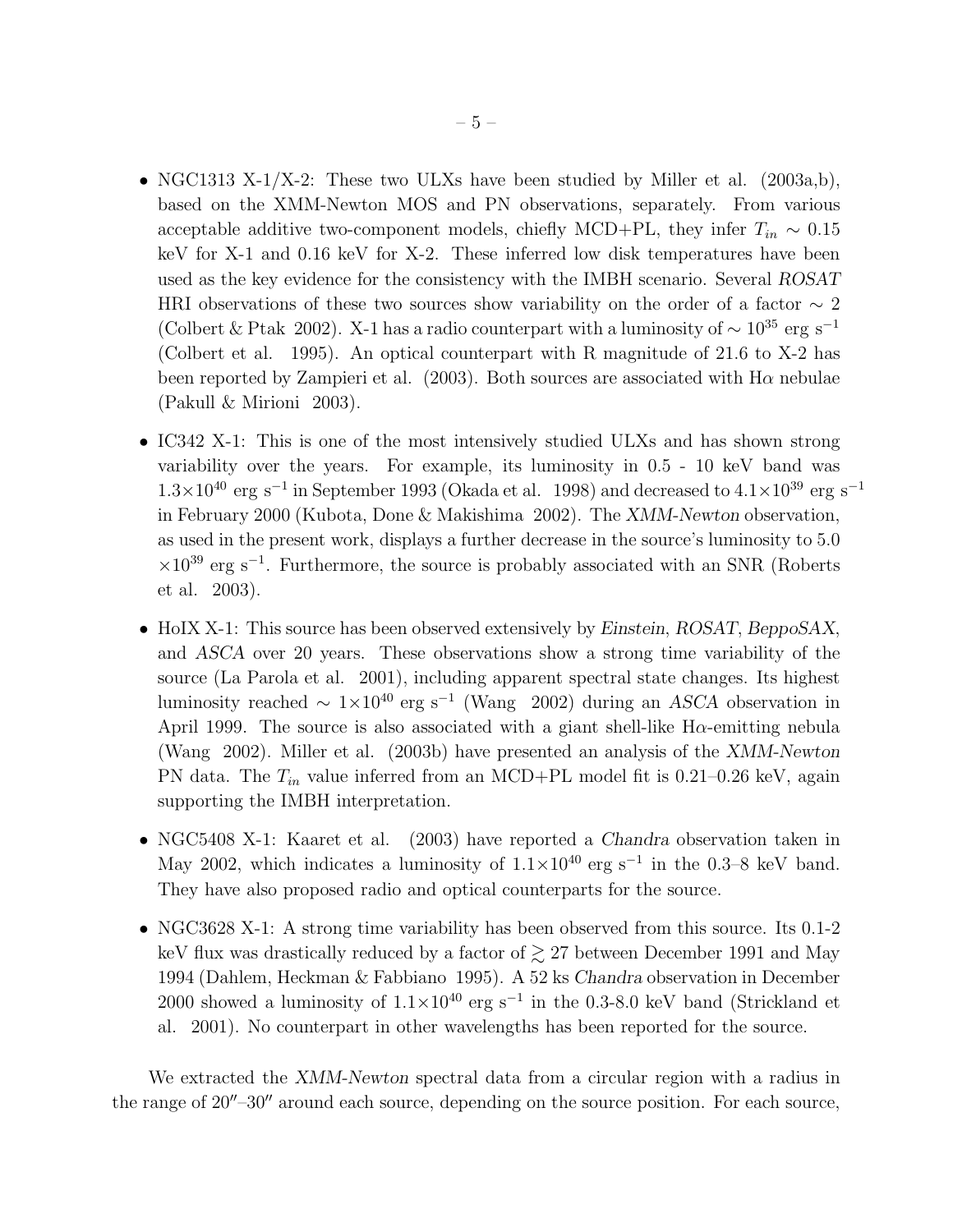- NGC1313 X-1/X-2: These two ULXs have been studied by Miller et al. (2003a,b), based on the XMM-Newton MOS and PN observations, separately. From various acceptable additive two-component models, chiefly MCD+PL, they infer $T_{in} \sim 0.15$ keV for X-1 and 0.16 keV for X-2. These inferred low disk temperatures have been used as the key evidence for the consistency with the IMBH scenario. Several *ROSAT* HRI observations of these two sources show variability on the order of a factor $\sim 2$ (Colbert & Ptak 2002). X-1 has a radio counterpart with a luminosity of $\sim 10^{35}$ erg s$^{-1}$ (Colbert et al. 1995). An optical counterpart with R magnitude of 21.6 to X-2 has been reported by Zampieri et al. (2003). Both sources are associated with H$\alpha$ nebulae (Pakull & Mirioni 2003).

- IC342 X-1: This is one of the most intensively studied ULXs and has shown strong variability over the years. For example, its luminosity in 0.5 - 10 keV band was $1.3\times10^{40}$ erg s$^{-1}$ in September 1993 (Okada et al. 1998) and decreased to $4.1\times10^{39}$ erg s$^{-1}$ in February 2000 (Kubota, Done & Makishima 2002). The *XMM-Newton* observation, as used in the present work, displays a further decrease in the source's luminosity to 5.0 $\times10^{39}$ erg s$^{-1}$. Furthermore, the source is probably associated with an SNR (Roberts et al. 2003).

- HoIX X-1: This source has been observed extensively by *Einstein*, *ROSAT*, *BeppoSAX*, and *ASCA* over 20 years. These observations show a strong time variability of the source (La Parola et al. 2001), including apparent spectral state changes. Its highest luminosity reached $\sim 1\times10^{40}$ erg s$^{-1}$ (Wang 2002) during an *ASCA* observation in April 1999. The source is also associated with a giant shell-like H$\alpha$-emitting nebula (Wang 2002). Miller et al. (2003b) have presented an analysis of the *XMM-Newton* PN data. The $T_{in}$ value inferred from an MCD+PL model fit is 0.21–0.26 keV, again supporting the IMBH interpretation.

- NGC5408 X-1: Kaaret et al. (2003) have reported a *Chandra* observation taken in May 2002, which indicates a luminosity of $1.1\times10^{40}$ erg s$^{-1}$ in the 0.3–8 keV band. They have also proposed radio and optical counterparts for the source.

- NGC3628 X-1: A strong time variability has been observed from this source. Its 0.1-2 keV flux was drastically reduced by a factor of $\gtrsim 27$ between December 1991 and May 1994 (Dahlem, Heckman & Fabbiano 1995). A 52 ks *Chandra* observation in December 2000 showed a luminosity of $1.1\times10^{40}$ erg s$^{-1}$ in the 0.3-8.0 keV band (Strickland et al. 2001). No counterpart in other wavelengths has been reported for the source.

We extracted the *XMM-Newton* spectral data from a circular region with a radius in the range of $20''$–$30''$ around each source, depending on the source position. For each source,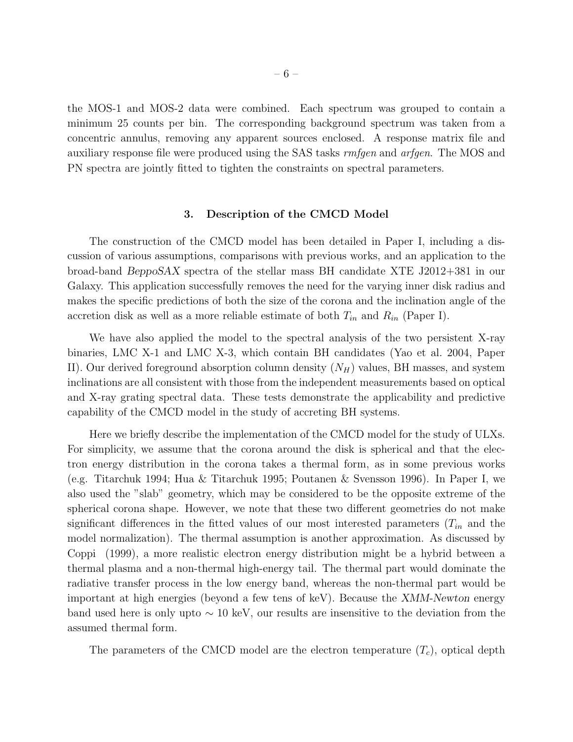the MOS-1 and MOS-2 data were combined. Each spectrum was grouped to contain a minimum 25 counts per bin. The corresponding background spectrum was taken from a concentric annulus, removing any apparent sources enclosed. A response matrix file and auxiliary response file were produced using the SAS tasks *rmfgen* and *arfgen*. The MOS and PN spectra are jointly fitted to tighten the constraints on spectral parameters.

## 3. Description of the CMCD Model

The construction of the CMCD model has been detailed in Paper I, including a discussion of various assumptions, comparisons with previous works, and an application to the broad-band *BeppoSAX* spectra of the stellar mass BH candidate XTE J2012+381 in our Galaxy. This application successfully removes the need for the varying inner disk radius and makes the specific predictions of both the size of the corona and the inclination angle of the accretion disk as well as a more reliable estimate of both $T_{in}$ and $R_{in}$ (Paper I).

We have also applied the model to the spectral analysis of the two persistent X-ray binaries, LMC X-1 and LMC X-3, which contain BH candidates (Yao et al. 2004, Paper II). Our derived foreground absorption column density ($N_H$) values, BH masses, and system inclinations are all consistent with those from the independent measurements based on optical and X-ray grating spectral data. These tests demonstrate the applicability and predictive capability of the CMCD model in the study of accreting BH systems.

Here we briefly describe the implementation of the CMCD model for the study of ULXs. For simplicity, we assume that the corona around the disk is spherical and that the electron energy distribution in the corona takes a thermal form, as in some previous works (e.g. Titarchuk 1994; Hua & Titarchuk 1995; Poutanen & Svensson 1996). In Paper I, we also used the "slab" geometry, which may be considered to be the opposite extreme of the spherical corona shape. However, we note that these two different geometries do not make significant differences in the fitted values of our most interested parameters ($T_{in}$ and the model normalization). The thermal assumption is another approximation. As discussed by Coppi (1999), a more realistic electron energy distribution might be a hybrid between a thermal plasma and a non-thermal high-energy tail. The thermal part would dominate the radiative transfer process in the low energy band, whereas the non-thermal part would be important at high energies (beyond a few tens of keV). Because the *XMM-Newton* energy band used here is only upto $\sim 10$ keV, our results are insensitive to the deviation from the assumed thermal form.

The parameters of the CMCD model are the electron temperature ($T_c$), optical depth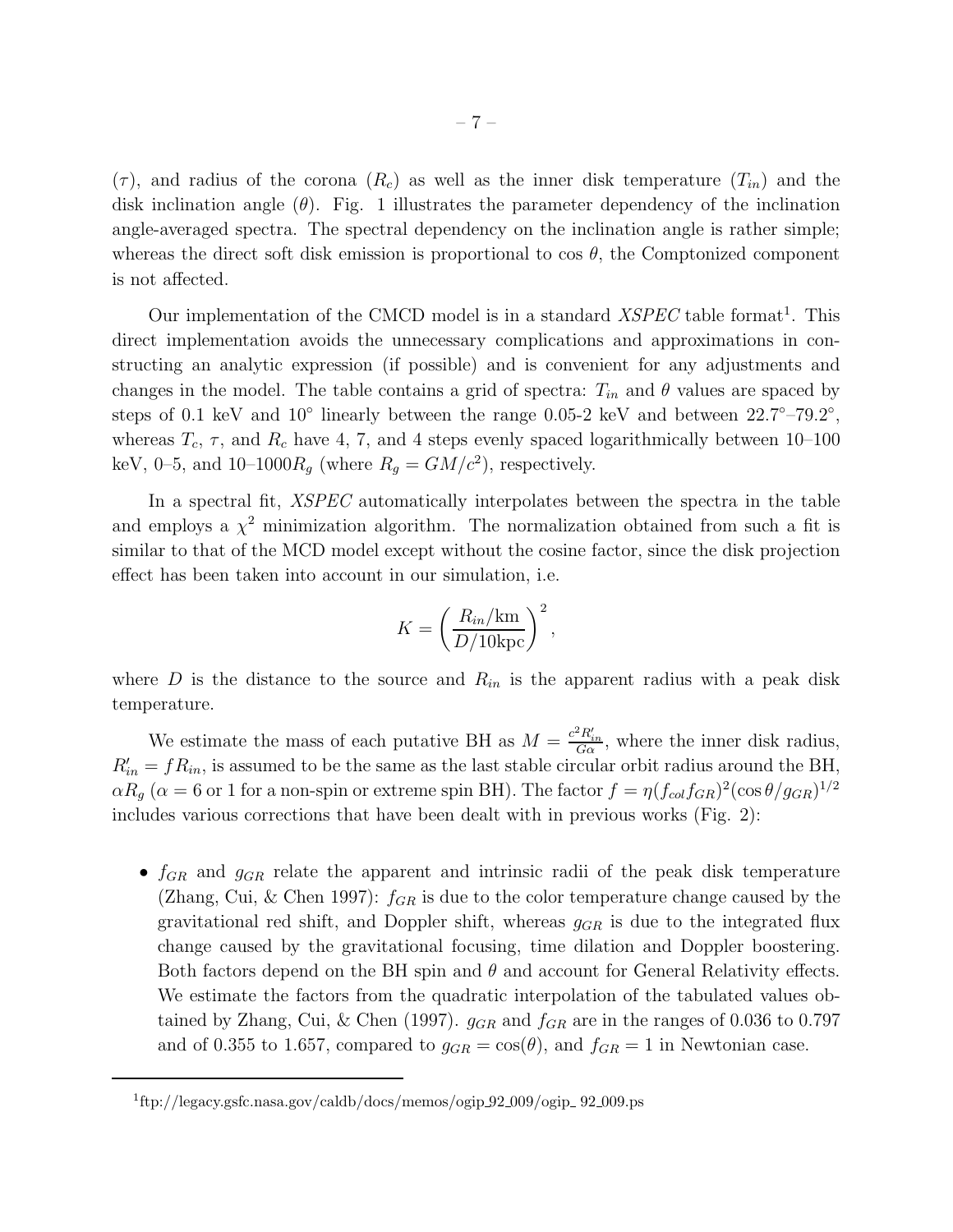($\tau$), and radius of the corona ($R_c$) as well as the inner disk temperature ($T_{in}$) and the disk inclination angle ($\theta$). Fig. 1 illustrates the parameter dependency of the inclination angle-averaged spectra. The spectral dependency on the inclination angle is rather simple; whereas the direct soft disk emission is proportional to cos $\theta$, the Comptonized component is not affected.

Our implementation of the CMCD model is in a standard *XSPEC* table format[1]. This direct implementation avoids the unnecessary complications and approximations in constructing an analytic expression (if possible) and is convenient for any adjustments and changes in the model. The table contains a grid of spectra: $T_{in}$ and $\theta$ values are spaced by steps of 0.1 keV and $10^\circ$ linearly between the range 0.05-2 keV and between $22.7^\circ$–$79.2^\circ$, whereas $T_c$, $\tau$, and $R_c$ have 4, 7, and 4 steps evenly spaced logarithmically between 10–100 keV, 0–5, and 10–1000$R_g$ (where $R_g = GM/c^2$), respectively.

In a spectral fit, *XSPEC* automatically interpolates between the spectra in the table and employs a $\chi^2$ minimization algorithm. The normalization obtained from such a fit is similar to that of the MCD model except without the cosine factor, since the disk projection effect has been taken into account in our simulation, i.e.

$$K = \left(\frac{R_{in}/\mathrm{km}}{D/10\mathrm{kpc}}\right)^2,$$

where $D$ is the distance to the source and $R_{in}$ is the apparent radius with a peak disk temperature.

We estimate the mass of each putative BH as $M = \frac{c^2 R'_{in}}{G\alpha}$, where the inner disk radius, $R'_{in} = fR_{in}$, is assumed to be the same as the last stable circular orbit radius around the BH, $\alpha R_g$ ($\alpha = 6$ or 1 for a non-spin or extreme spin BH). The factor $f = \eta(f_{col}f_{GR})^2(\cos\theta/g_{GR})^{1/2}$ includes various corrections that have been dealt with in previous works (Fig. 2):

- $f_{GR}$ and $g_{GR}$ relate the apparent and intrinsic radii of the peak disk temperature (Zhang, Cui, & Chen 1997): $f_{GR}$ is due to the color temperature change caused by the gravitational red shift, and Doppler shift, whereas $g_{GR}$ is due to the integrated flux change caused by the gravitational focusing, time dilation and Doppler boostering. Both factors depend on the BH spin and $\theta$ and account for General Relativity effects. We estimate the factors from the quadratic interpolation of the tabulated values obtained by Zhang, Cui, & Chen (1997). $g_{GR}$ and $f_{GR}$ are in the ranges of 0.036 to 0.797 and of 0.355 to 1.657, compared to $g_{GR} = \cos(\theta)$, and $f_{GR} = 1$ in Newtonian case.

[1] ftp://legacy.gsfc.nasa.gov/caldb/docs/memos/ogip_92_009/ogip_ 92_009.ps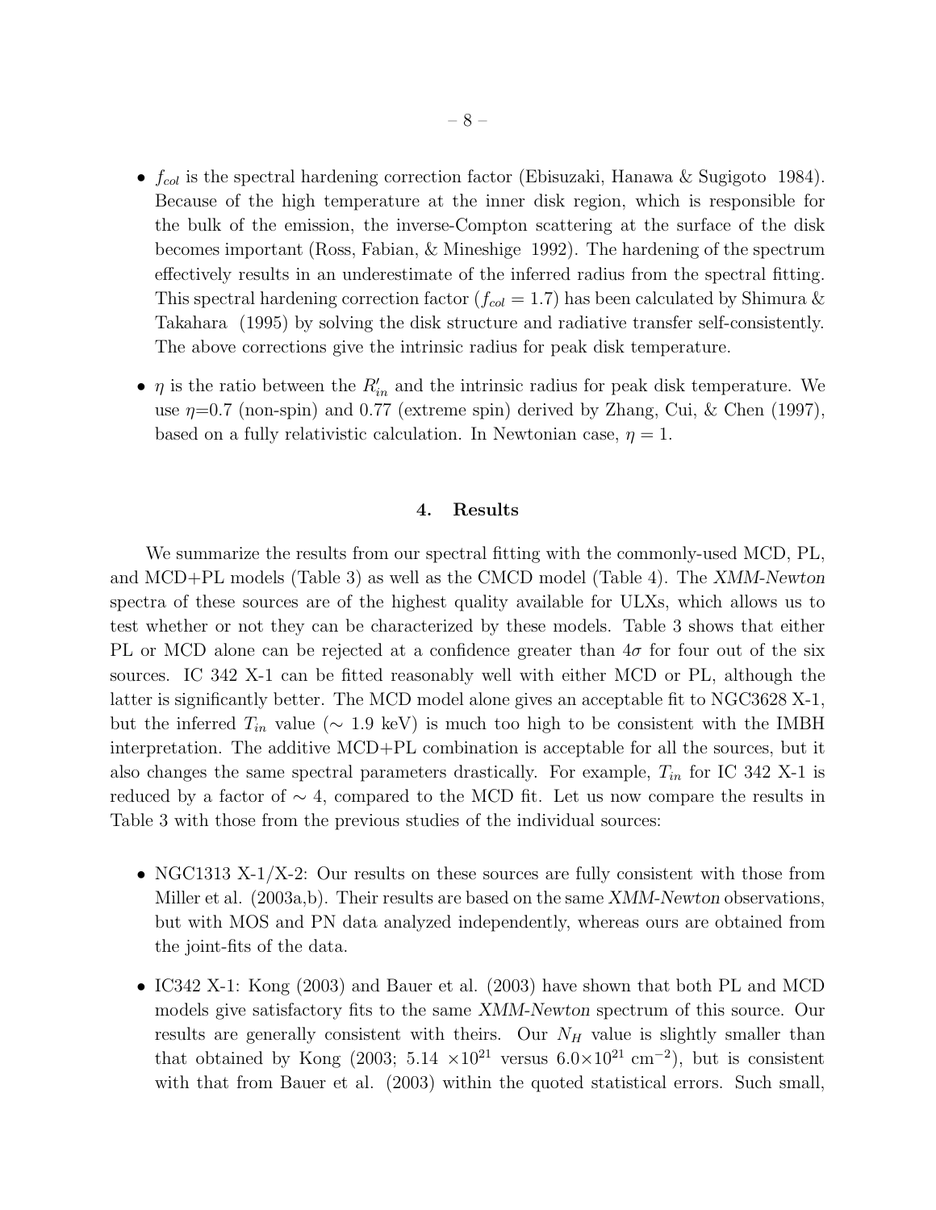- $f_{col}$ is the spectral hardening correction factor (Ebisuzaki, Hanawa & Sugigoto 1984). Because of the high temperature at the inner disk region, which is responsible for the bulk of the emission, the inverse-Compton scattering at the surface of the disk becomes important (Ross, Fabian, & Mineshige 1992). The hardening of the spectrum effectively results in an underestimate of the inferred radius from the spectral fitting. This spectral hardening correction factor ($f_{col} = 1.7$) has been calculated by Shimura & Takahara (1995) by solving the disk structure and radiative transfer self-consistently. The above corrections give the intrinsic radius for peak disk temperature.

- $\eta$ is the ratio between the $R'_{in}$ and the intrinsic radius for peak disk temperature. We use $\eta$=0.7 (non-spin) and 0.77 (extreme spin) derived by Zhang, Cui, & Chen (1997), based on a fully relativistic calculation. In Newtonian case, $\eta = 1$.

## 4. Results

We summarize the results from our spectral fitting with the commonly-used MCD, PL, and MCD+PL models (Table 3) as well as the CMCD model (Table 4). The *XMM-Newton* spectra of these sources are of the highest quality available for ULXs, which allows us to test whether or not they can be characterized by these models. Table 3 shows that either PL or MCD alone can be rejected at a confidence greater than $4\sigma$ for four out of the six sources. IC 342 X-1 can be fitted reasonably well with either MCD or PL, although the latter is significantly better. The MCD model alone gives an acceptable fit to NGC3628 X-1, but the inferred $T_{in}$ value ($\sim$ 1.9 keV) is much too high to be consistent with the IMBH interpretation. The additive MCD+PL combination is acceptable for all the sources, but it also changes the same spectral parameters drastically. For example, $T_{in}$ for IC 342 X-1 is reduced by a factor of $\sim$ 4, compared to the MCD fit. Let us now compare the results in Table 3 with those from the previous studies of the individual sources:

- NGC1313 X-1/X-2: Our results on these sources are fully consistent with those from Miller et al. (2003a,b). Their results are based on the same *XMM-Newton* observations, but with MOS and PN data analyzed independently, whereas ours are obtained from the joint-fits of the data.

- IC342 X-1: Kong (2003) and Bauer et al. (2003) have shown that both PL and MCD models give satisfactory fits to the same *XMM-Newton* spectrum of this source. Our results are generally consistent with theirs. Our $N_H$ value is slightly smaller than that obtained by Kong (2003; 5.14 $\times 10^{21}$ versus $6.0\times 10^{21}$ cm$^{-2}$), but is consistent with that from Bauer et al. (2003) within the quoted statistical errors. Such small,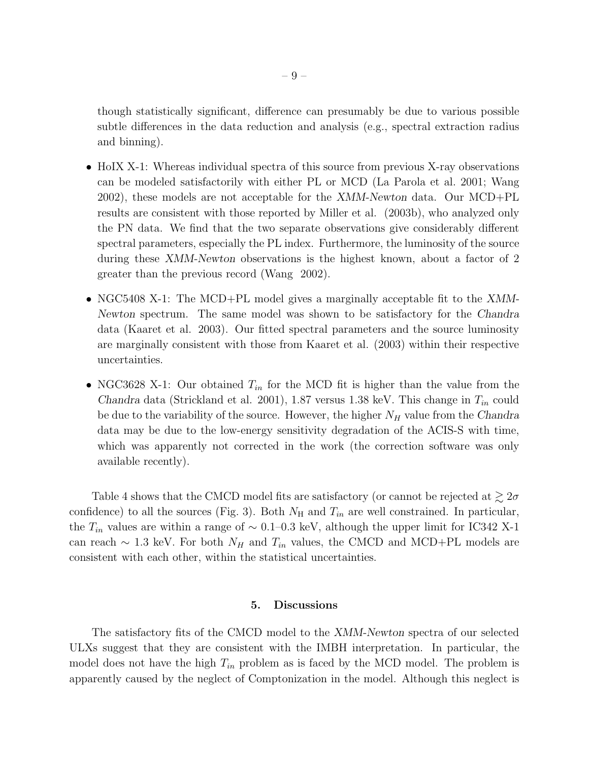though statistically significant, difference can presumably be due to various possible subtle differences in the data reduction and analysis (e.g., spectral extraction radius and binning).

- HoIX X-1: Whereas individual spectra of this source from previous X-ray observations can be modeled satisfactorily with either PL or MCD (La Parola et al. 2001; Wang 2002), these models are not acceptable for the *XMM-Newton* data. Our MCD+PL results are consistent with those reported by Miller et al. (2003b), who analyzed only the PN data. We find that the two separate observations give considerably different spectral parameters, especially the PL index. Furthermore, the luminosity of the source during these *XMM-Newton* observations is the highest known, about a factor of 2 greater than the previous record (Wang 2002).

- NGC5408 X-1: The MCD+PL model gives a marginally acceptable fit to the *XMM-Newton* spectrum. The same model was shown to be satisfactory for the *Chandra* data (Kaaret et al. 2003). Our fitted spectral parameters and the source luminosity are marginally consistent with those from Kaaret et al. (2003) within their respective uncertainties.

- NGC3628 X-1: Our obtained $T_{in}$ for the MCD fit is higher than the value from the *Chandra* data (Strickland et al. 2001), 1.87 versus 1.38 keV. This change in $T_{in}$ could be due to the variability of the source. However, the higher $N_H$ value from the *Chandra* data may be due to the low-energy sensitivity degradation of the ACIS-S with time, which was apparently not corrected in the work (the correction software was only available recently).

Table 4 shows that the CMCD model fits are satisfactory (or cannot be rejected at $\gtrsim 2\sigma$ confidence) to all the sources (Fig. 3). Both $N_{\rm H}$ and $T_{in}$ are well constrained. In particular, the $T_{in}$ values are within a range of $\sim$ 0.1–0.3 keV, although the upper limit for IC342 X-1 can reach $\sim$ 1.3 keV. For both $N_H$ and $T_{in}$ values, the CMCD and MCD+PL models are consistent with each other, within the statistical uncertainties.

## 5. Discussions

The satisfactory fits of the CMCD model to the *XMM-Newton* spectra of our selected ULXs suggest that they are consistent with the IMBH interpretation. In particular, the model does not have the high $T_{in}$ problem as is faced by the MCD model. The problem is apparently caused by the neglect of Comptonization in the model. Although this neglect is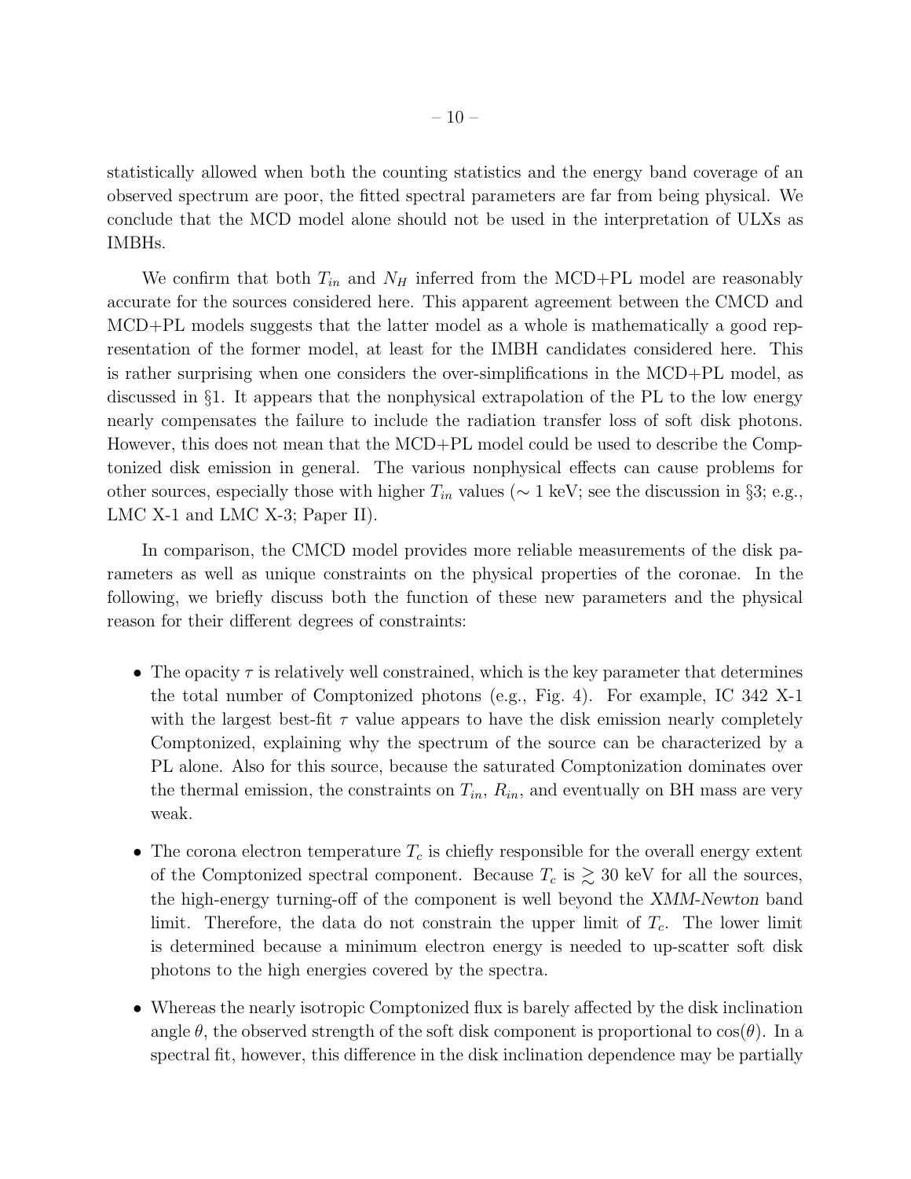statistically allowed when both the counting statistics and the energy band coverage of an observed spectrum are poor, the fitted spectral parameters are far from being physical. We conclude that the MCD model alone should not be used in the interpretation of ULXs as IMBHs.

We confirm that both $T_{in}$ and $N_H$ inferred from the MCD+PL model are reasonably accurate for the sources considered here. This apparent agreement between the CMCD and MCD+PL models suggests that the latter model as a whole is mathematically a good representation of the former model, at least for the IMBH candidates considered here. This is rather surprising when one considers the over-simplifications in the MCD+PL model, as discussed in §1. It appears that the nonphysical extrapolation of the PL to the low energy nearly compensates the failure to include the radiation transfer loss of soft disk photons. However, this does not mean that the MCD+PL model could be used to describe the Comptonized disk emission in general. The various nonphysical effects can cause problems for other sources, especially those with higher $T_{in}$ values ($\sim 1$ keV; see the discussion in §3; e.g., LMC X-1 and LMC X-3; Paper II).

In comparison, the CMCD model provides more reliable measurements of the disk parameters as well as unique constraints on the physical properties of the coronae. In the following, we briefly discuss both the function of these new parameters and the physical reason for their different degrees of constraints:

- The opacity $\tau$ is relatively well constrained, which is the key parameter that determines the total number of Comptonized photons (e.g., Fig. 4). For example, IC 342 X-1 with the largest best-fit $\tau$ value appears to have the disk emission nearly completely Comptonized, explaining why the spectrum of the source can be characterized by a PL alone. Also for this source, because the saturated Comptonization dominates over the thermal emission, the constraints on $T_{in}$, $R_{in}$, and eventually on BH mass are very weak.
- The corona electron temperature $T_c$ is chiefly responsible for the overall energy extent of the Comptonized spectral component. Because $T_c$ is $\gtrsim 30$ keV for all the sources, the high-energy turning-off of the component is well beyond the *XMM-Newton* band limit. Therefore, the data do not constrain the upper limit of $T_c$. The lower limit is determined because a minimum electron energy is needed to up-scatter soft disk photons to the high energies covered by the spectra.
- Whereas the nearly isotropic Comptonized flux is barely affected by the disk inclination angle $\theta$, the observed strength of the soft disk component is proportional to $\cos(\theta)$. In a spectral fit, however, this difference in the disk inclination dependence may be partially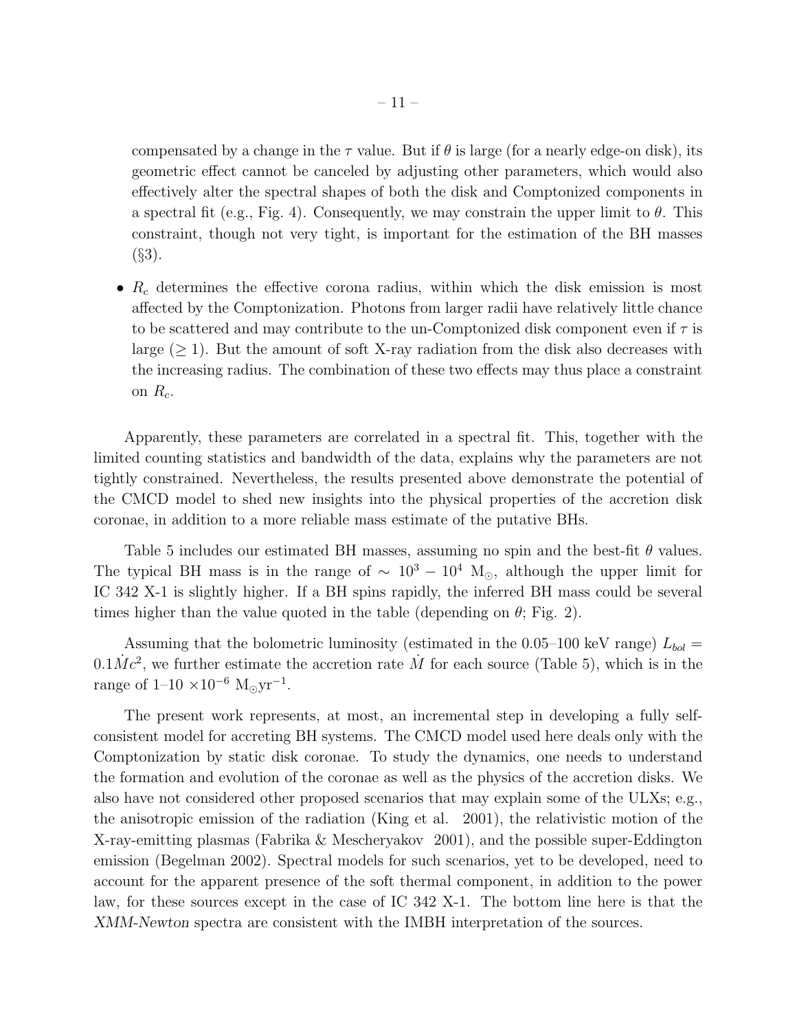compensated by a change in the $\tau$ value. But if $\theta$ is large (for a nearly edge-on disk), its geometric effect cannot be canceled by adjusting other parameters, which would also effectively alter the spectral shapes of both the disk and Comptonized components in a spectral fit (e.g., Fig. 4). Consequently, we may constrain the upper limit to $\theta$. This constraint, though not very tight, is important for the estimation of the BH masses (§3).

- $R_c$ determines the effective corona radius, within which the disk emission is most affected by the Comptonization. Photons from larger radii have relatively little chance to be scattered and may contribute to the un-Comptonized disk component even if $\tau$ is large ($\geq 1$). But the amount of soft X-ray radiation from the disk also decreases with the increasing radius. The combination of these two effects may thus place a constraint on $R_c$.

Apparently, these parameters are correlated in a spectral fit. This, together with the limited counting statistics and bandwidth of the data, explains why the parameters are not tightly constrained. Nevertheless, the results presented above demonstrate the potential of the CMCD model to shed new insights into the physical properties of the accretion disk coronae, in addition to a more reliable mass estimate of the putative BHs.

Table 5 includes our estimated BH masses, assuming no spin and the best-fit $\theta$ values. The typical BH mass is in the range of $\sim 10^3 - 10^4$ $M_\odot$, although the upper limit for IC 342 X-1 is slightly higher. If a BH spins rapidly, the inferred BH mass could be several times higher than the value quoted in the table (depending on $\theta$; Fig. 2).

Assuming that the bolometric luminosity (estimated in the 0.05–100 keV range) $L_{bol} = 0.1\dot{M}c^2$, we further estimate the accretion rate $\dot{M}$ for each source (Table 5), which is in the range of 1–10 $\times 10^{-6}$ $M_\odot yr^{-1}$.

The present work represents, at most, an incremental step in developing a fully self-consistent model for accreting BH systems. The CMCD model used here deals only with the Comptonization by static disk coronae. To study the dynamics, one needs to understand the formation and evolution of the coronae as well as the physics of the accretion disks. We also have not considered other proposed scenarios that may explain some of the ULXs; e.g., the anisotropic emission of the radiation (King et al. 2001), the relativistic motion of the X-ray-emitting plasmas (Fabrika & Mescheryakov 2001), and the possible super-Eddington emission (Begelman 2002). Spectral models for such scenarios, yet to be developed, need to account for the apparent presence of the soft thermal component, in addition to the power law, for these sources except in the case of IC 342 X-1. The bottom line here is that the *XMM-Newton* spectra are consistent with the IMBH interpretation of the sources.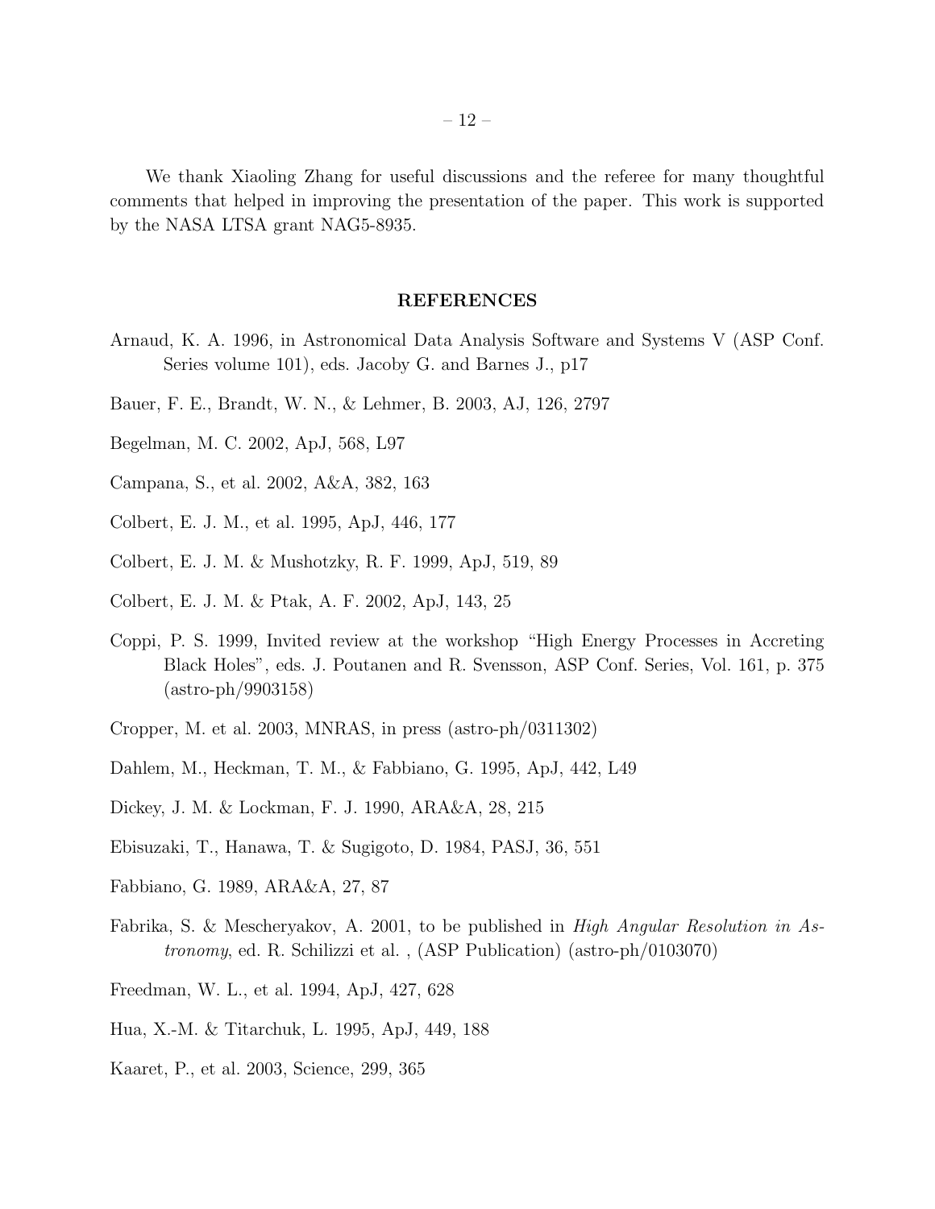We thank Xiaoling Zhang for useful discussions and the referee for many thoughtful comments that helped in improving the presentation of the paper. This work is supported by the NASA LTSA grant NAG5-8935.

## REFERENCES

Arnaud, K. A. 1996, in Astronomical Data Analysis Software and Systems V (ASP Conf. Series volume 101), eds. Jacoby G. and Barnes J., p17

Bauer, F. E., Brandt, W. N., & Lehmer, B. 2003, AJ, 126, 2797

Begelman, M. C. 2002, ApJ, 568, L97

Campana, S., et al. 2002, A&A, 382, 163

Colbert, E. J. M., et al. 1995, ApJ, 446, 177

Colbert, E. J. M. & Mushotzky, R. F. 1999, ApJ, 519, 89

Colbert, E. J. M. & Ptak, A. F. 2002, ApJ, 143, 25

Coppi, P. S. 1999, Invited review at the workshop "High Energy Processes in Accreting Black Holes", eds. J. Poutanen and R. Svensson, ASP Conf. Series, Vol. 161, p. 375 (astro-ph/9903158)

Cropper, M. et al. 2003, MNRAS, in press (astro-ph/0311302)

Dahlem, M., Heckman, T. M., & Fabbiano, G. 1995, ApJ, 442, L49

Dickey, J. M. & Lockman, F. J. 1990, ARA&A, 28, 215

Ebisuzaki, T., Hanawa, T. & Sugigoto, D. 1984, PASJ, 36, 551

Fabbiano, G. 1989, ARA&A, 27, 87

Fabrika, S. & Mescheryakov, A. 2001, to be published in *High Angular Resolution in Astronomy*, ed. R. Schilizzi et al. , (ASP Publication) (astro-ph/0103070)

Freedman, W. L., et al. 1994, ApJ, 427, 628

Hua, X.-M. & Titarchuk, L. 1995, ApJ, 449, 188

Kaaret, P., et al. 2003, Science, 299, 365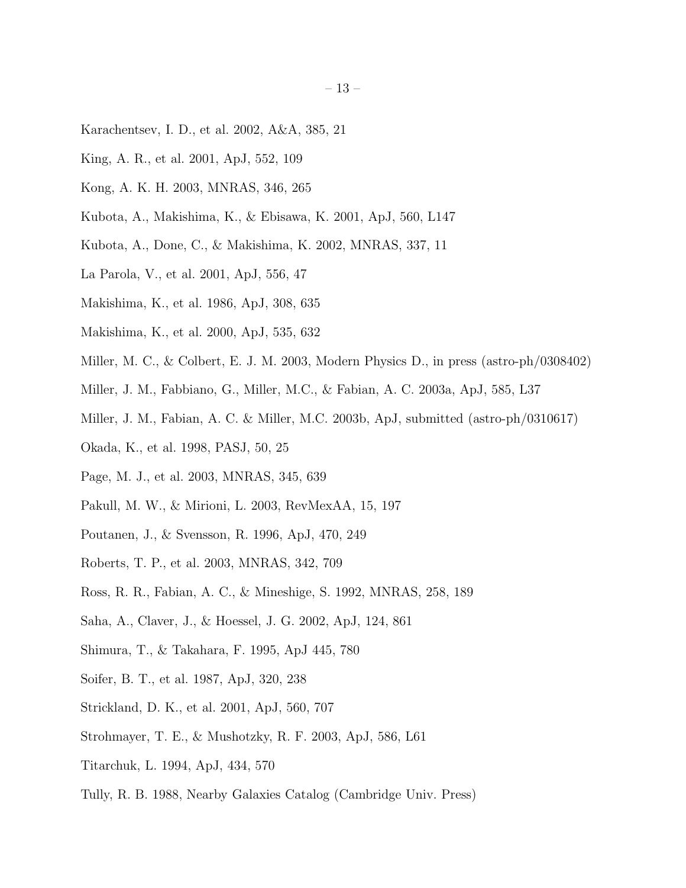Karachentsev, I. D., et al. 2002, A&A, 385, 21

King, A. R., et al. 2001, ApJ, 552, 109

Kong, A. K. H. 2003, MNRAS, 346, 265

Kubota, A., Makishima, K., & Ebisawa, K. 2001, ApJ, 560, L147

Kubota, A., Done, C., & Makishima, K. 2002, MNRAS, 337, 11

La Parola, V., et al. 2001, ApJ, 556, 47

Makishima, K., et al. 1986, ApJ, 308, 635

Makishima, K., et al. 2000, ApJ, 535, 632

Miller, M. C., & Colbert, E. J. M. 2003, Modern Physics D., in press (astro-ph/0308402)

Miller, J. M., Fabbiano, G., Miller, M.C., & Fabian, A. C. 2003a, ApJ, 585, L37

Miller, J. M., Fabian, A. C. & Miller, M.C. 2003b, ApJ, submitted (astro-ph/0310617)

Okada, K., et al. 1998, PASJ, 50, 25

Page, M. J., et al. 2003, MNRAS, 345, 639

Pakull, M. W., & Mirioni, L. 2003, RevMexAA, 15, 197

Poutanen, J., & Svensson, R. 1996, ApJ, 470, 249

Roberts, T. P., et al. 2003, MNRAS, 342, 709

Ross, R. R., Fabian, A. C., & Mineshige, S. 1992, MNRAS, 258, 189

Saha, A., Claver, J., & Hoessel, J. G. 2002, ApJ, 124, 861

Shimura, T., & Takahara, F. 1995, ApJ 445, 780

Soifer, B. T., et al. 1987, ApJ, 320, 238

Strickland, D. K., et al. 2001, ApJ, 560, 707

Strohmayer, T. E., & Mushotzky, R. F. 2003, ApJ, 586, L61

Titarchuk, L. 1994, ApJ, 434, 570

Tully, R. B. 1988, Nearby Galaxies Catalog (Cambridge Univ. Press)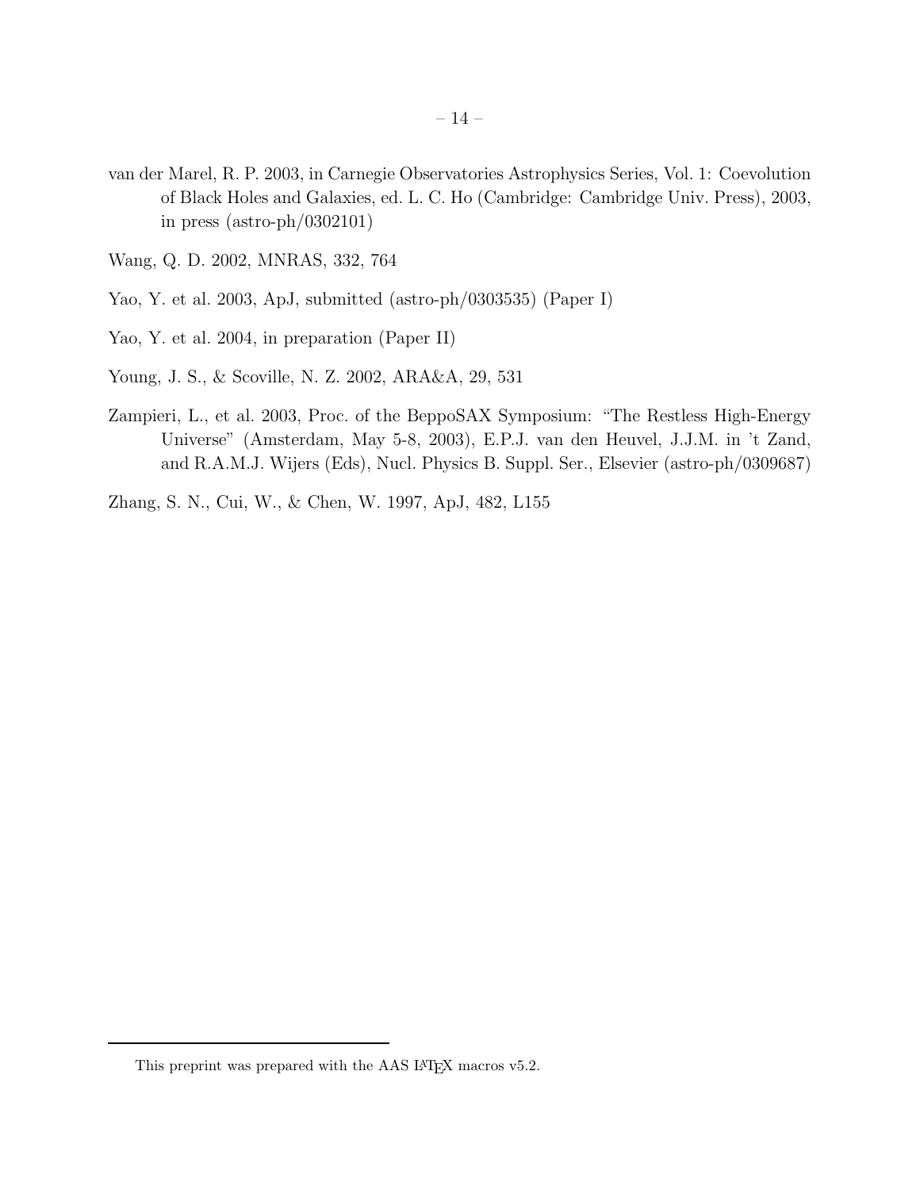van der Marel, R. P. 2003, in Carnegie Observatories Astrophysics Series, Vol. 1: Coevolution of Black Holes and Galaxies, ed. L. C. Ho (Cambridge: Cambridge Univ. Press), 2003, in press (astro-ph/0302101)

Wang, Q. D. 2002, MNRAS, 332, 764

Yao, Y. et al. 2003, ApJ, submitted (astro-ph/0303535) (Paper I)

Yao, Y. et al. 2004, in preparation (Paper II)

Young, J. S., & Scoville, N. Z. 2002, ARA&A, 29, 531

Zampieri, L., et al. 2003, Proc. of the BeppoSAX Symposium: "The Restless High-Energy Universe" (Amsterdam, May 5-8, 2003), E.P.J. van den Heuvel, J.J.M. in 't Zand, and R.A.M.J. Wijers (Eds), Nucl. Physics B. Suppl. Ser., Elsevier (astro-ph/0309687)

Zhang, S. N., Cui, W., & Chen, W. 1997, ApJ, 482, L155

This preprint was prepared with the AAS LaTeX macros v5.2.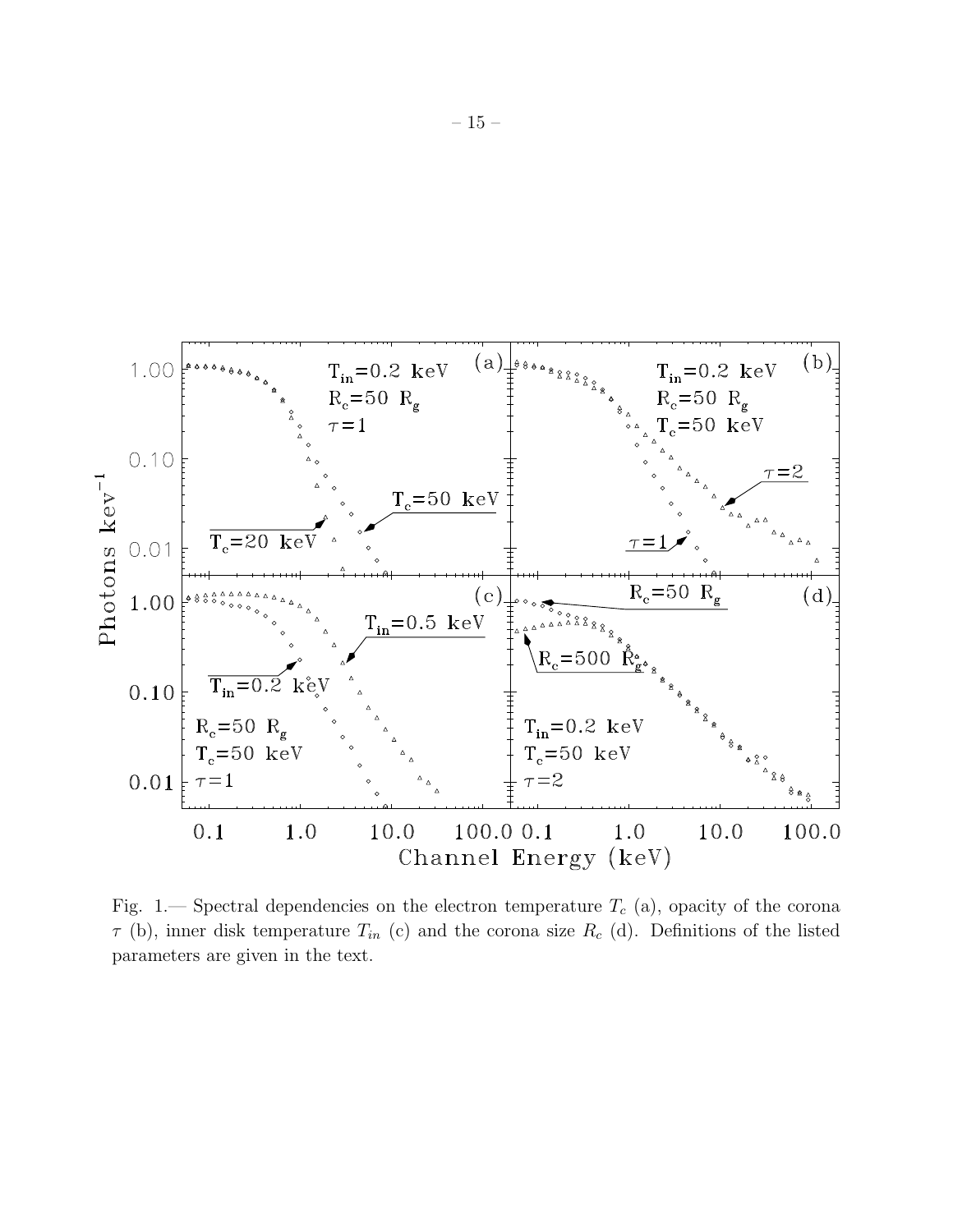Fig. 1.— Spectral dependencies on the electron temperature $T_c$ (a), opacity of the corona $\tau$ (b), inner disk temperature $T_{in}$ (c) and the corona size $R_c$ (d). Definitions of the listed parameters are given in the text.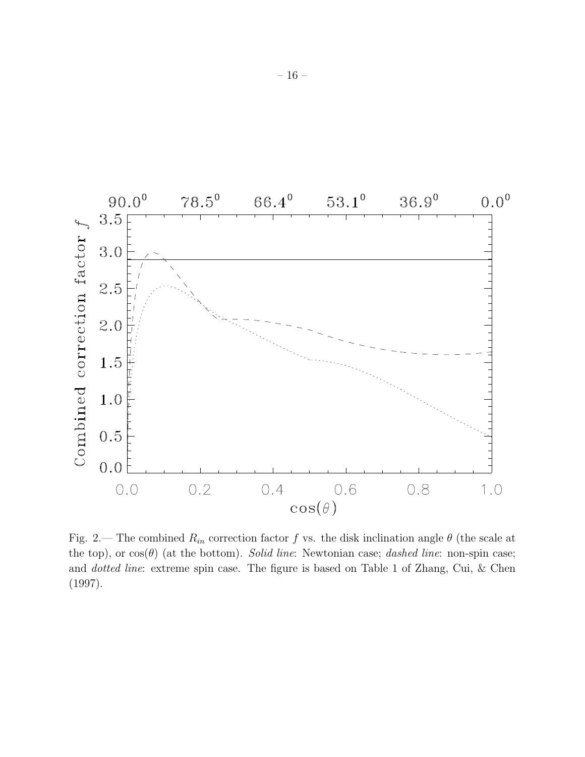Fig. 2.— The combined $R_{in}$ correction factor $f$ vs. the disk inclination angle $\theta$ (the scale at the top), or $\cos(\theta)$ (at the bottom). *Solid line*: Newtonian case; *dashed line*: non-spin case; and *dotted line*: extreme spin case. The figure is based on Table 1 of Zhang, Cui, & Chen (1997).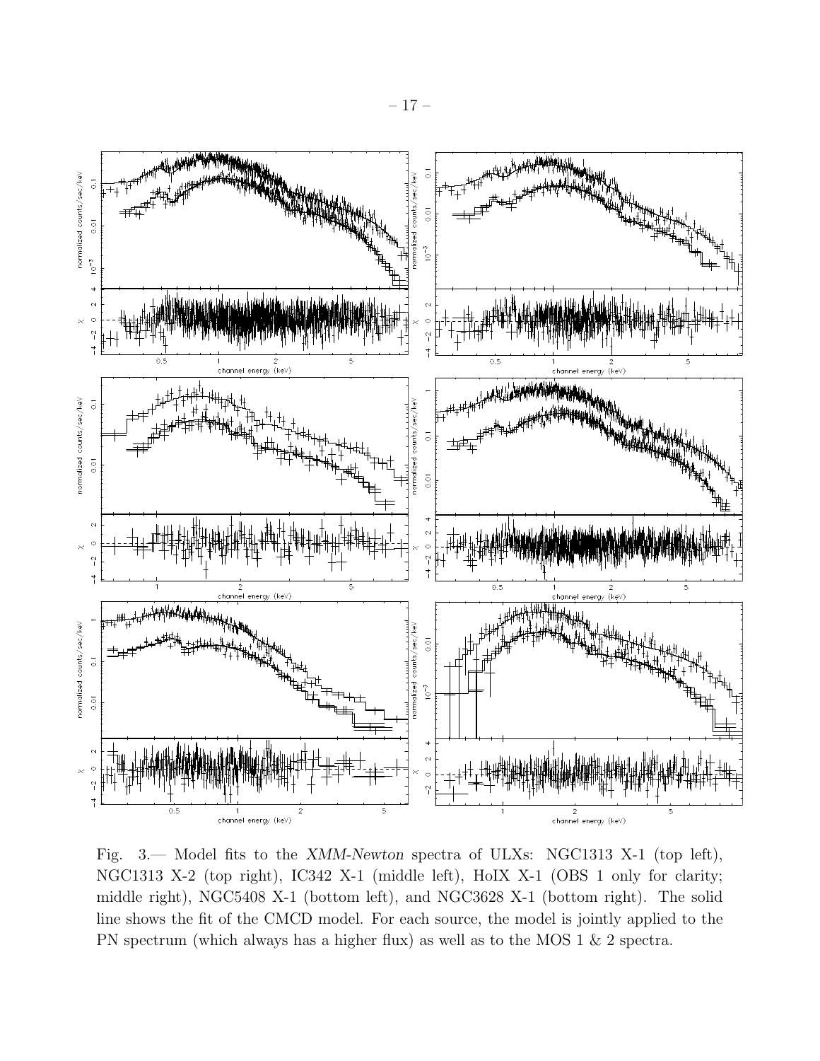Fig. 3.— Model fits to the *XMM-Newton* spectra of ULXs: NGC1313 X-1 (top left), NGC1313 X-2 (top right), IC342 X-1 (middle left), HoIX X-1 (OBS 1 only for clarity; middle right), NGC5408 X-1 (bottom left), and NGC3628 X-1 (bottom right). The solid line shows the fit of the CMCD model. For each source, the model is jointly applied to the PN spectrum (which always has a higher flux) as well as to the MOS 1 & 2 spectra.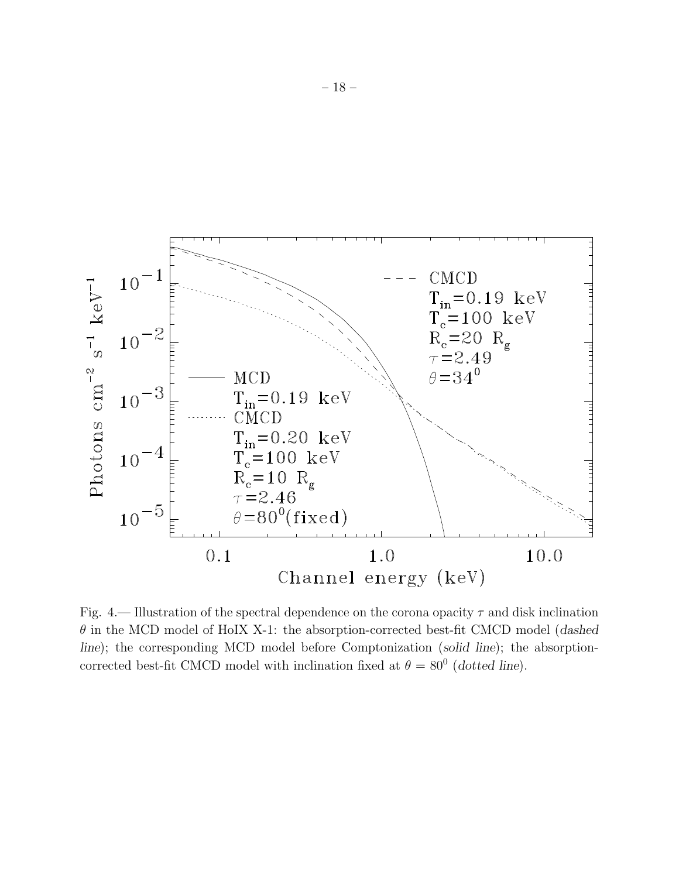Fig. 4.— Illustration of the spectral dependence on the corona opacity $\tau$ and disk inclination $\theta$ in the MCD model of HoIX X-1: the absorption-corrected best-fit CMCD model (*dashed line*); the corresponding MCD model before Comptonization (*solid line*); the absorption-corrected best-fit CMCD model with inclination fixed at $\theta = 80^0$ (*dotted line*).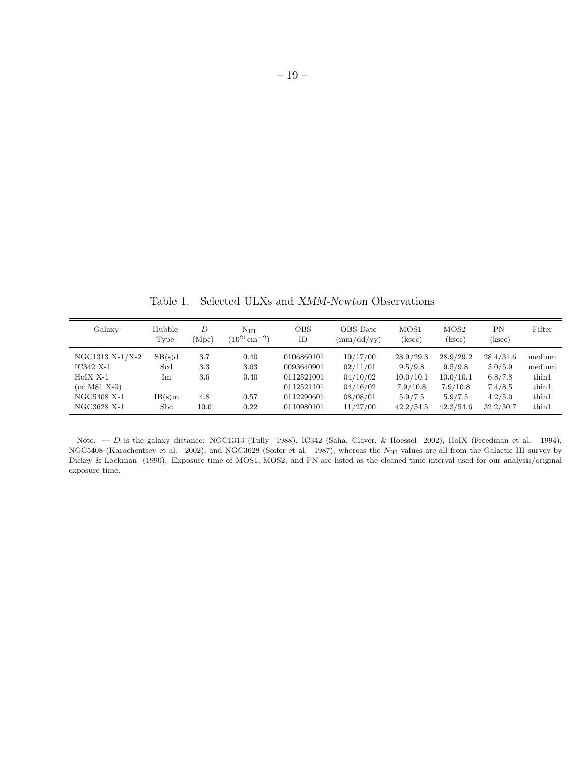Table 1. Selected ULXs and *XMM-Newton* Observations

| Galaxy | Hubble Type | $D$ (Mpc) | $N_{HI}$ ($10^{21}$cm$^{-2}$) | OBS ID | OBS Date (mm/dd/yy) | MOS1 (ksec) | MOS2 (ksec) | PN (ksec) | Filter |
|---|---|---|---|---|---|---|---|---|---|
| NGC1313 X-1/X-2 | SB(s)d | 3.7 | 0.40 | 0106860101 | 10/17/00 | 28.9/29.3 | 28.9/29.2 | 28.4/31.6 | medium |
| IC342 X-1 | Scd | 3.3 | 3.03 | 0093640901 | 02/11/01 | 9.5/9.8 | 9.5/9.8 | 5.0/5.9 | medium |
| HoIX X-1 | Im | 3.6 | 0.40 | 0112521001 | 04/10/02 | 10.0/10.1 | 10.0/10.1 | 6.8/7.8 | thin1 |
| (or M81 X-9) | | | | 0112521101 | 04/16/02 | 7.9/10.8 | 7.9/10.8 | 7.4/8.5 | thin1 |
| NGC5408 X-1 | IB(s)m | 4.8 | 0.57 | 0112290601 | 08/08/01 | 5.9/7.5 | 5.9/7.5 | 4.2/5.0 | thin1 |
| NGC3628 X-1 | Sbc | 10.0 | 0.22 | 0110980101 | 11/27/00 | 42.2/54.5 | 42.3/54.6 | 32.2/50.7 | thin1 |

Note. — $D$ is the galaxy distance: NGC1313 (Tully 1988), IC342 (Saha, Claver, & Hoessel 2002), HoIX (Freedman et al. 1994), NGC5408 (Karachentsev et al. 2002), and NGC3628 (Soifer et al. 1987), whereas the $N_{HI}$ values are all from the Galactic HI survey by Dickey & Lockman (1990). Exposure time of MOS1, MOS2, and PN are listed as the cleaned time interval used for our analysis/original exposure time.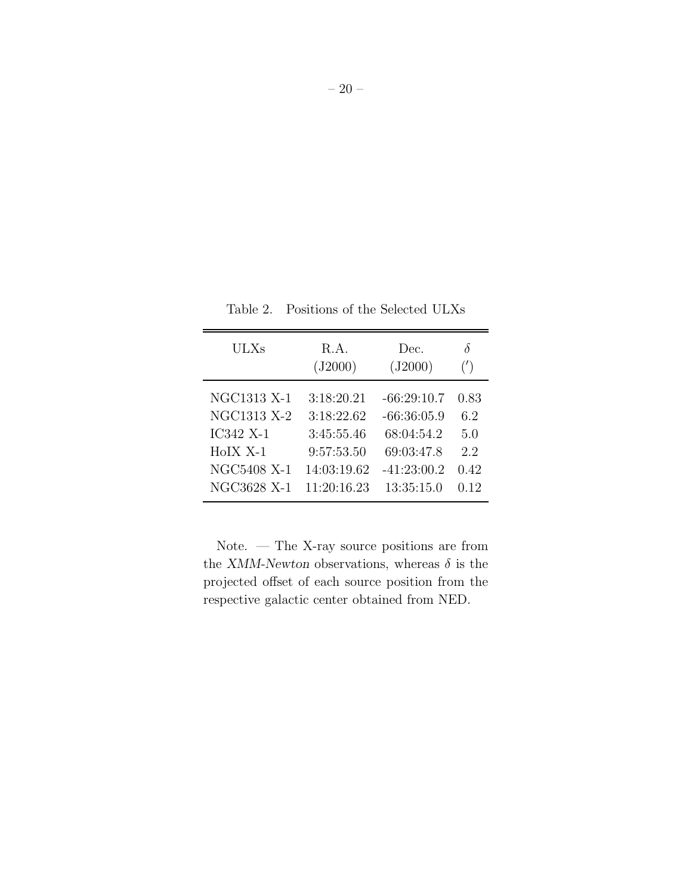Table 2. Positions of the Selected ULXs

| ULXs | R.A. (J2000) | Dec. (J2000) | $\delta$ (′) |
|---|---|---|---|
| NGC1313 X-1 | 3:18:20.21 | -66:29:10.7 | 0.83 |
| NGC1313 X-2 | 3:18:22.62 | -66:36:05.9 | 6.2 |
| IC342 X-1 | 3:45:55.46 | 68:04:54.2 | 5.0 |
| HoIX X-1 | 9:57:53.50 | 69:03:47.8 | 2.2 |
| NGC5408 X-1 | 14:03:19.62 | -41:23:00.2 | 0.42 |
| NGC3628 X-1 | 11:20:16.23 | 13:35:15.0 | 0.12 |

Note. — The X-ray source positions are from the *XMM-Newton* observations, whereas $\delta$ is the projected offset of each source position from the respective galactic center obtained from NED.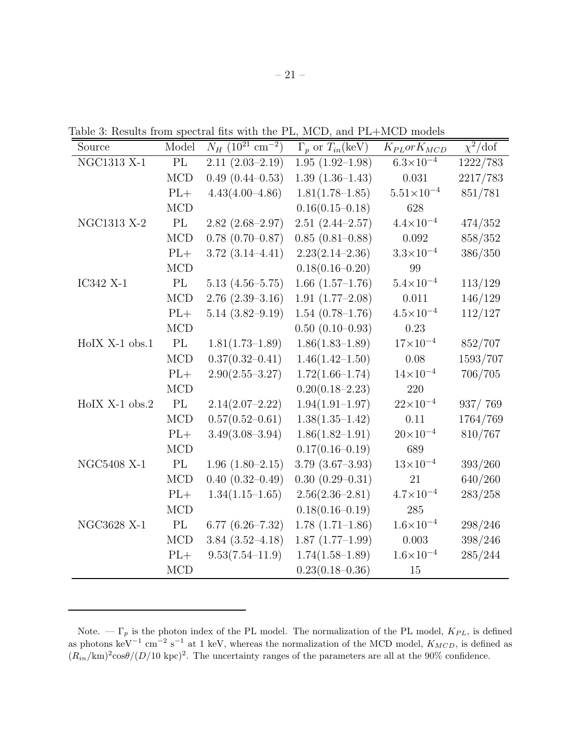Table 3: Results from spectral fits with the PL, MCD, and PL+MCD models

| Source | Model | $N_H$ ($10^{21}$ cm$^{-2}$) | $\Gamma_p$ or $T_{in}$(keV) | $K_{PL} or K_{MCD}$ | $\chi^2$/dof |
|---|---|---|---|---|---|
| NGC1313 X-1 | PL | 2.11 (2.03–2.19) | 1.95 (1.92–1.98) | $6.3\times10^{-4}$ | 1222/783 |
| | MCD | 0.49 (0.44–0.53) | 1.39 (1.36–1.43) | 0.031 | 2217/783 |
| | PL+ | 4.43(4.00–4.86) | 1.81(1.78–1.85) | $5.51\times10^{-4}$ | 851/781 |
| | MCD | | 0.16(0.15–0.18) | 628 | |
| NGC1313 X-2 | PL | 2.82 (2.68–2.97) | 2.51 (2.44–2.57) | $4.4\times10^{-4}$ | 474/352 |
| | MCD | 0.78 (0.70–0.87) | 0.85 (0.81–0.88) | 0.092 | 858/352 |
| | PL+ | 3.72 (3.14–4.41) | 2.23(2.14–2.36) | $3.3\times10^{-4}$ | 386/350 |
| | MCD | | 0.18(0.16–0.20) | 99 | |
| IC342 X-1 | PL | 5.13 (4.56–5.75) | 1.66 (1.57–1.76) | $5.4\times10^{-4}$ | 113/129 |
| | MCD | 2.76 (2.39–3.16) | 1.91 (1.77–2.08) | 0.011 | 146/129 |
| | PL+ | 5.14 (3.82–9.19) | 1.54 (0.78–1.76) | $4.5\times10^{-4}$ | 112/127 |
| | MCD | | 0.50 (0.10–0.93) | 0.23 | |
| HoIX X-1 obs.1 | PL | 1.81(1.73–1.89) | 1.86(1.83–1.89) | $17\times10^{-4}$ | 852/707 |
| | MCD | 0.37(0.32–0.41) | 1.46(1.42–1.50) | 0.08 | 1593/707 |
| | PL+ | 2.90(2.55–3.27) | 1.72(1.66–1.74) | $14\times10^{-4}$ | 706/705 |
| | MCD | | 0.20(0.18–2.23) | 220 | |
| HoIX X-1 obs.2 | PL | 2.14(2.07–2.22) | 1.94(1.91–1.97) | $22\times10^{-4}$ | 937/ 769 |
| | MCD | 0.57(0.52–0.61) | 1.38(1.35–1.42) | 0.11 | 1764/769 |
| | PL+ | 3.49(3.08–3.94) | 1.86(1.82–1.91) | $20\times10^{-4}$ | 810/767 |
| | MCD | | 0.17(0.16–0.19) | 689 | |
| NGC5408 X-1 | PL | 1.96 (1.80–2.15) | 3.79 (3.67–3.93) | $13\times10^{-4}$ | 393/260 |
| | MCD | 0.40 (0.32–0.49) | 0.30 (0.29–0.31) | 21 | 640/260 |
| | PL+ | 1.34(1.15–1.65) | 2.56(2.36–2.81) | $4.7\times10^{-4}$ | 283/258 |
| | MCD | | 0.18(0.16–0.19) | 285 | |
| NGC3628 X-1 | PL | 6.77 (6.26–7.32) | 1.78 (1.71–1.86) | $1.6\times10^{-4}$ | 298/246 |
| | MCD | 3.84 (3.52–4.18) | 1.87 (1.77–1.99) | 0.003 | 398/246 |
| | PL+ | 9.53(7.54–11.9) | 1.74(1.58–1.89) | $1.6\times10^{-4}$ | 285/244 |
| | MCD | | 0.23(0.18–0.36) | 15 | |

Note. — $\Gamma_p$ is the photon index of the PL model. The normalization of the PL model, $K_{PL}$, is defined as photons keV$^{-1}$ cm$^{-2}$ s$^{-1}$ at 1 keV, whereas the normalization of the MCD model, $K_{MCD}$, is defined as $(R_{in}/\text{km})^2\cos\theta/(D/10\text{ kpc})^2$. The uncertainty ranges of the parameters are all at the 90% confidence.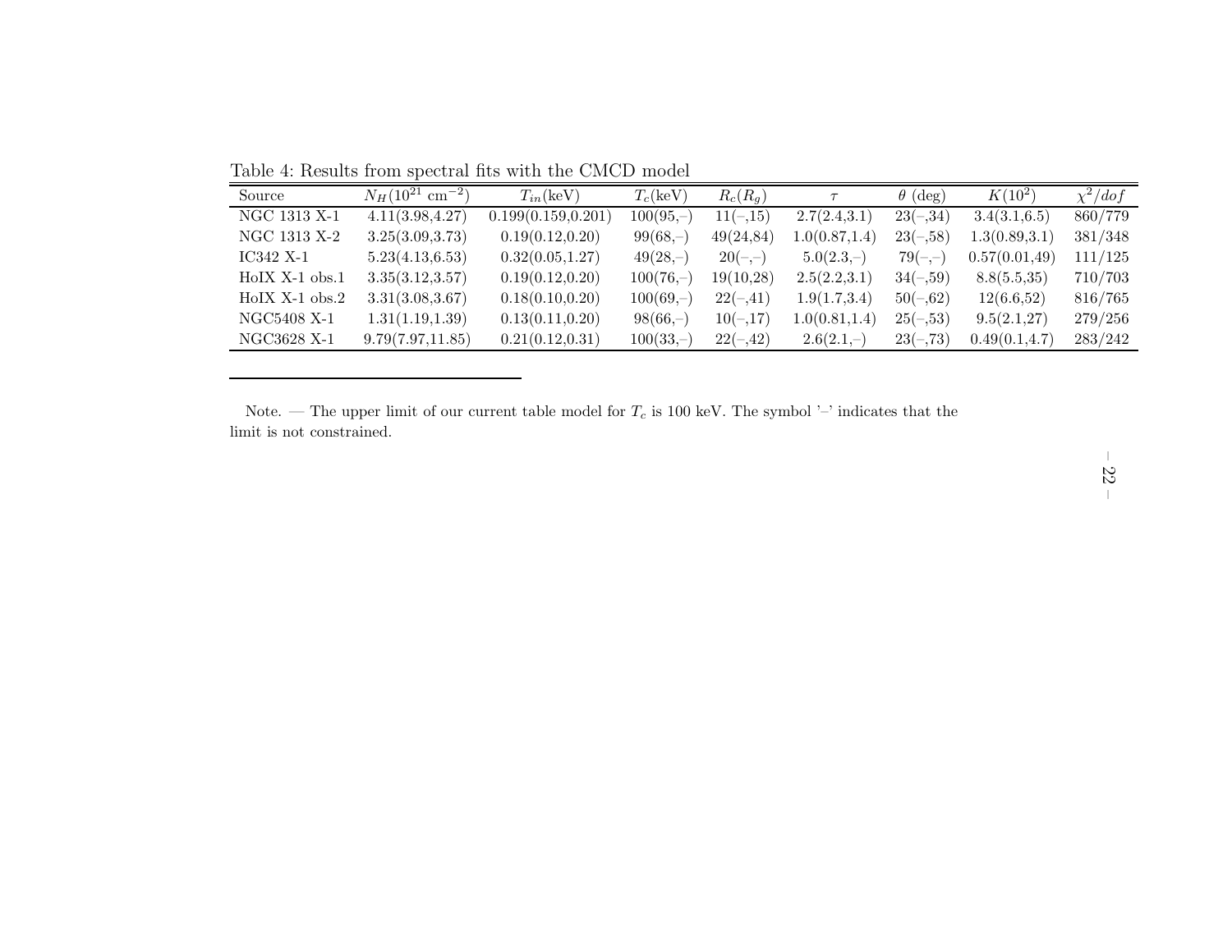Table 4: Results from spectral fits with the CMCD model

| Source | $N_H(10^{21}$ cm$^{-2})$ | $T_{in}$(keV) | $T_c$(keV) | $R_c(R_g)$ | $\tau$ | $\theta$ (deg) | $K(10^2)$ | $\chi^2/dof$ |
|---|---|---|---|---|---|---|---|---|
| NGC 1313 X-1 | 4.11(3.98,4.27) | 0.199(0.159,0.201) | 100(95,–) | 11(–,15) | 2.7(2.4,3.1) | 23(–,34) | 3.4(3.1,6.5) | 860/779 |
| NGC 1313 X-2 | 3.25(3.09,3.73) | 0.19(0.12,0.20) | 99(68,–) | 49(24,84) | 1.0(0.87,1.4) | 23(–,58) | 1.3(0.89,3.1) | 381/348 |
| IC342 X-1 | 5.23(4.13,6.53) | 0.32(0.05,1.27) | 49(28,–) | 20(–,–) | 5.0(2.3,–) | 79(–,–) | 0.57(0.01,49) | 111/125 |
| HoIX X-1 obs.1 | 3.35(3.12,3.57) | 0.19(0.12,0.20) | 100(76,–) | 19(10,28) | 2.5(2.2,3.1) | 34(–,59) | 8.8(5.5,35) | 710/703 |
| HoIX X-1 obs.2 | 3.31(3.08,3.67) | 0.18(0.10,0.20) | 100(69,–) | 22(–,41) | 1.9(1.7,3.4) | 50(–,62) | 12(6.6,52) | 816/765 |
| NGC5408 X-1 | 1.31(1.19,1.39) | 0.13(0.11,0.20) | 98(66,–) | 10(–,17) | 1.0(0.81,1.4) | 25(–,53) | 9.5(2.1,27) | 279/256 |
| NGC3628 X-1 | 9.79(7.97,11.85) | 0.21(0.12,0.31) | 100(33,–) | 22(–,42) | 2.6(2.1,–) | 23(–,73) | 0.49(0.1,4.7) | 283/242 |

Note. — The upper limit of our current table model for $T_c$ is 100 keV. The symbol '–' indicates that the limit is not constrained.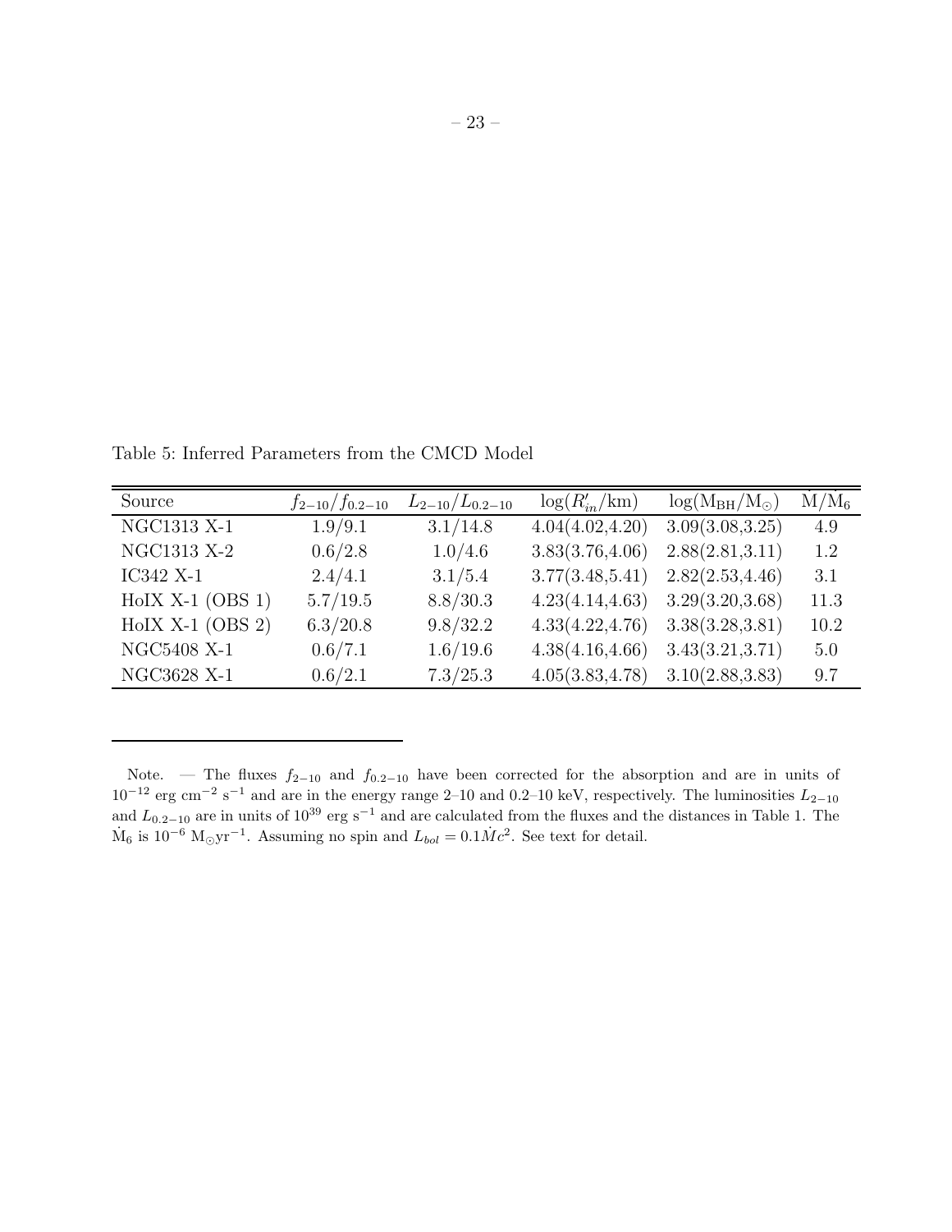Table 5: Inferred Parameters from the CMCD Model

| Source | $f_{2-10}/f_{0.2-10}$ | $L_{2-10}/L_{0.2-10}$ | $\log(R'_{in}/\mathrm{km})$ | $\log(\mathrm{M_{BH}/M_{\odot}})$ | $\dot{\mathrm{M}}/\dot{\mathrm{M}}_6$ |
|---|---|---|---|---|---|
| NGC1313 X-1 | 1.9/9.1 | 3.1/14.8 | 4.04(4.02,4.20) | 3.09(3.08,3.25) | 4.9 |
| NGC1313 X-2 | 0.6/2.8 | 1.0/4.6 | 3.83(3.76,4.06) | 2.88(2.81,3.11) | 1.2 |
| IC342 X-1 | 2.4/4.1 | 3.1/5.4 | 3.77(3.48,5.41) | 2.82(2.53,4.46) | 3.1 |
| HoIX X-1 (OBS 1) | 5.7/19.5 | 8.8/30.3 | 4.23(4.14,4.63) | 3.29(3.20,3.68) | 11.3 |
| HoIX X-1 (OBS 2) | 6.3/20.8 | 9.8/32.2 | 4.33(4.22,4.76) | 3.38(3.28,3.81) | 10.2 |
| NGC5408 X-1 | 0.6/7.1 | 1.6/19.6 | 4.38(4.16,4.66) | 3.43(3.21,3.71) | 5.0 |
| NGC3628 X-1 | 0.6/2.1 | 7.3/25.3 | 4.05(3.83,4.78) | 3.10(2.88,3.83) | 9.7 |

Note. — The fluxes $f_{2-10}$ and $f_{0.2-10}$ have been corrected for the absorption and are in units of $10^{-12}$ erg cm$^{-2}$ s$^{-1}$ and are in the energy range 2–10 and 0.2–10 keV, respectively. The luminosities $L_{2-10}$ and $L_{0.2-10}$ are in units of $10^{39}$ erg s$^{-1}$ and are calculated from the fluxes and the distances in Table 1. The $\dot{\mathrm{M}}_6$ is $10^{-6}$ $\mathrm{M_{\odot}yr^{-1}}$. Assuming no spin and $L_{bol} = 0.1\dot{M}c^2$. See text for detail.